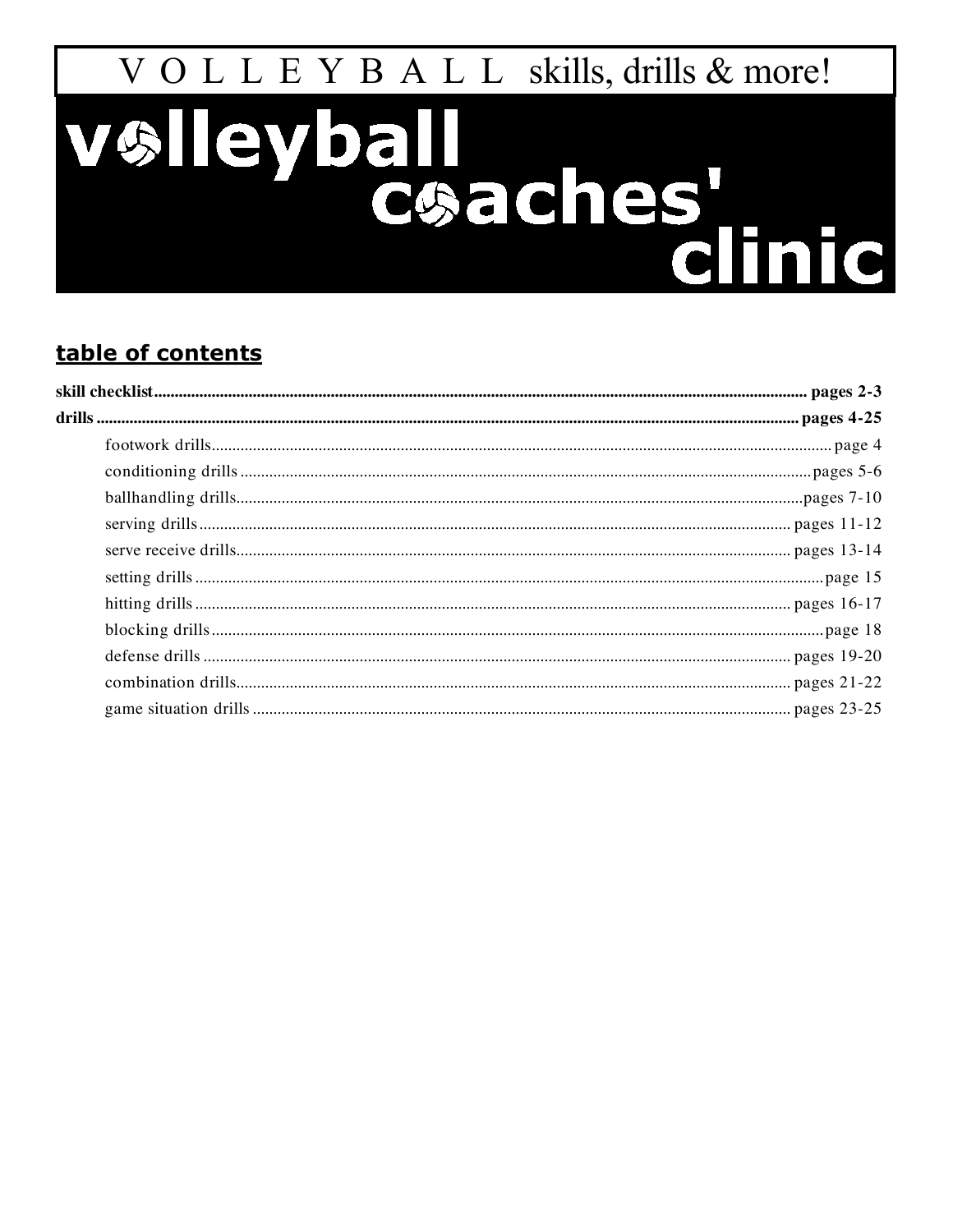# VOLLEYBALL skills, drills & more!

# volleyball coaches' clinic

## table of contents

**skill checklist** ........................................................ **pages 2-3**

**drills** ........................................................ **pages 4-25**

- footwork drills ........................................................ page 4
- conditioning drills ........................................................ pages 5-6
- ballhandling drills ........................................................ pages 7-10
- serving drills ........................................................ pages 11-12
- serve receive drills ........................................................ pages 13-14
- setting drills ........................................................ page 15
- hitting drills ........................................................ pages 16-17
- blocking drills ........................................................ page 18
- defense drills ........................................................ pages 19-20
- combination drills ........................................................ pages 21-22
- game situation drills ........................................................ pages 23-25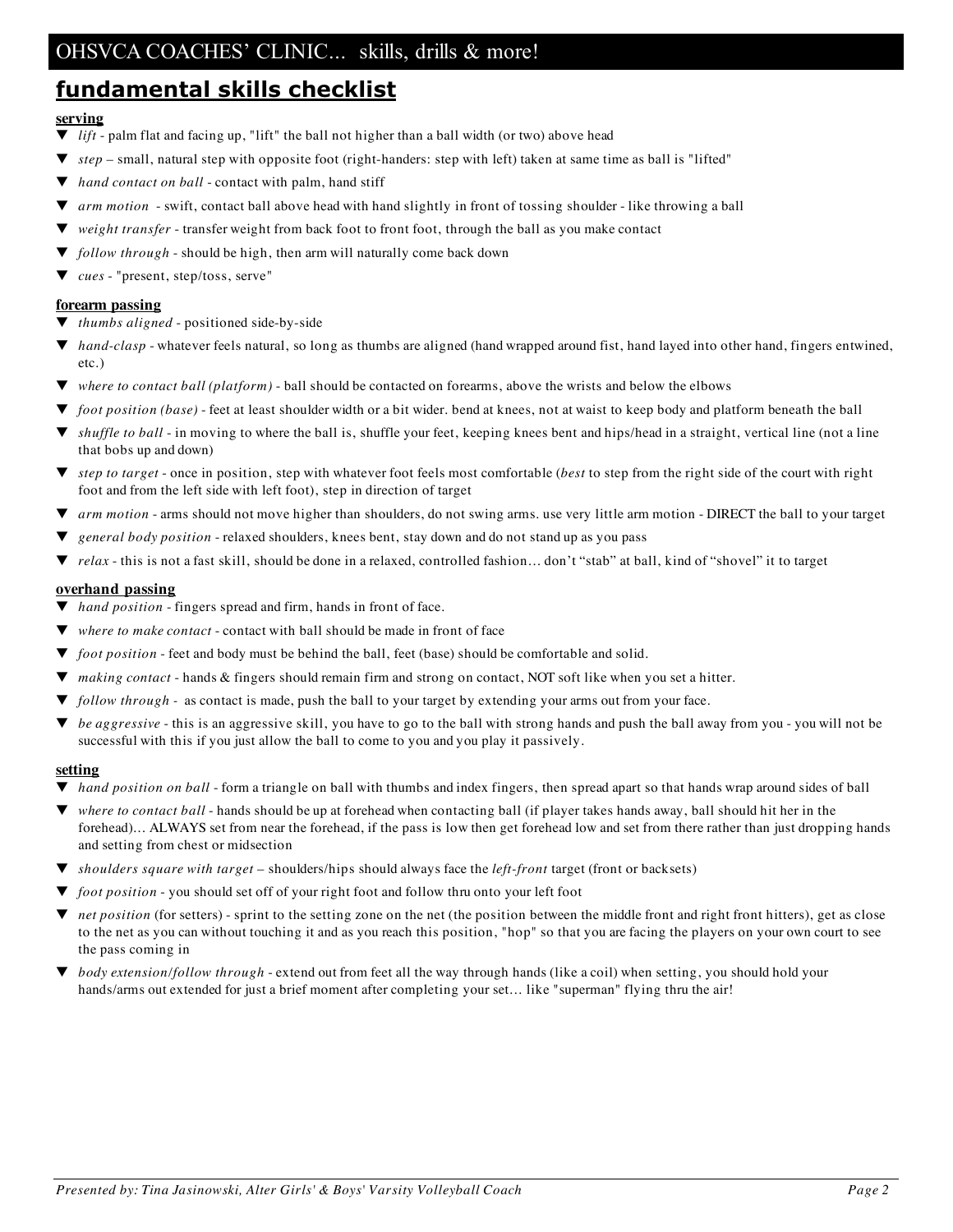## fundamental skills checklist

**serving**

- *lift* - palm flat and facing up, "lift" the ball not higher than a ball width (or two) above head
- *step* – small, natural step with opposite foot (right-handers: step with left) taken at same time as ball is "lifted"
- *hand contact on ball* - contact with palm, hand stiff
- *arm motion* - swift, contact ball above head with hand slightly in front of tossing shoulder - like throwing a ball
- *weight transfer* - transfer weight from back foot to front foot, through the ball as you make contact
- *follow through* - should be high, then arm will naturally come back down
- *cues* - "present, step/toss, serve"

**forearm passing**

- *thumbs aligned* - positioned side-by-side
- *hand-clasp* - whatever feels natural, so long as thumbs are aligned (hand wrapped around fist, hand layed into other hand, fingers entwined, etc.)
- *where to contact ball (platform)* - ball should be contacted on forearms, above the wrists and below the elbows
- *foot position (base)* - feet at least shoulder width or a bit wider. bend at knees, not at waist to keep body and platform beneath the ball
- *shuffle to ball* - in moving to where the ball is, shuffle your feet, keeping knees bent and hips/head in a straight, vertical line (not a line that bobs up and down)
- *step to target* - once in position, step with whatever foot feels most comfortable (*best* to step from the right side of the court with right foot and from the left side with left foot), step in direction of target
- *arm motion* - arms should not move higher than shoulders, do not swing arms. use very little arm motion - DIRECT the ball to your target
- *general body position* - relaxed shoulders, knees bent, stay down and do not stand up as you pass
- *relax* - this is not a fast skill, should be done in a relaxed, controlled fashion… don't "stab" at ball, kind of "shovel" it to target

**overhand passing**

- *hand position* - fingers spread and firm, hands in front of face.
- *where to make contact* - contact with ball should be made in front of face
- *foot position* - feet and body must be behind the ball, feet (base) should be comfortable and solid.
- *making contact* - hands & fingers should remain firm and strong on contact, NOT soft like when you set a hitter.
- *follow through* - as contact is made, push the ball to your target by extending your arms out from your face.
- *be aggressive* - this is an aggressive skill, you have to go to the ball with strong hands and push the ball away from you - you will not be successful with this if you just allow the ball to come to you and you play it passively.

**setting**

- *hand position on ball* - form a triangle on ball with thumbs and index fingers, then spread apart so that hands wrap around sides of ball
- *where to contact ball* - hands should be up at forehead when contacting ball (if player takes hands away, ball should hit her in the forehead)… ALWAYS set from near the forehead, if the pass is low then get forehead low and set from there rather than just dropping hands and setting from chest or midsection
- *shoulders square with target* – shoulders/hips should always face the *left-front* target (front or backsets)
- *foot position* - you should set off of your right foot and follow thru onto your left foot
- *net position* (for setters) - sprint to the setting zone on the net (the position between the middle front and right front hitters), get as close to the net as you can without touching it and as you reach this position, "hop" so that you are facing the players on your own court to see the pass coming in
- *body extension/follow through* - extend out from feet all the way through hands (like a coil) when setting, you should hold your hands/arms out extended for just a brief moment after completing your set… like "superman" flying thru the air!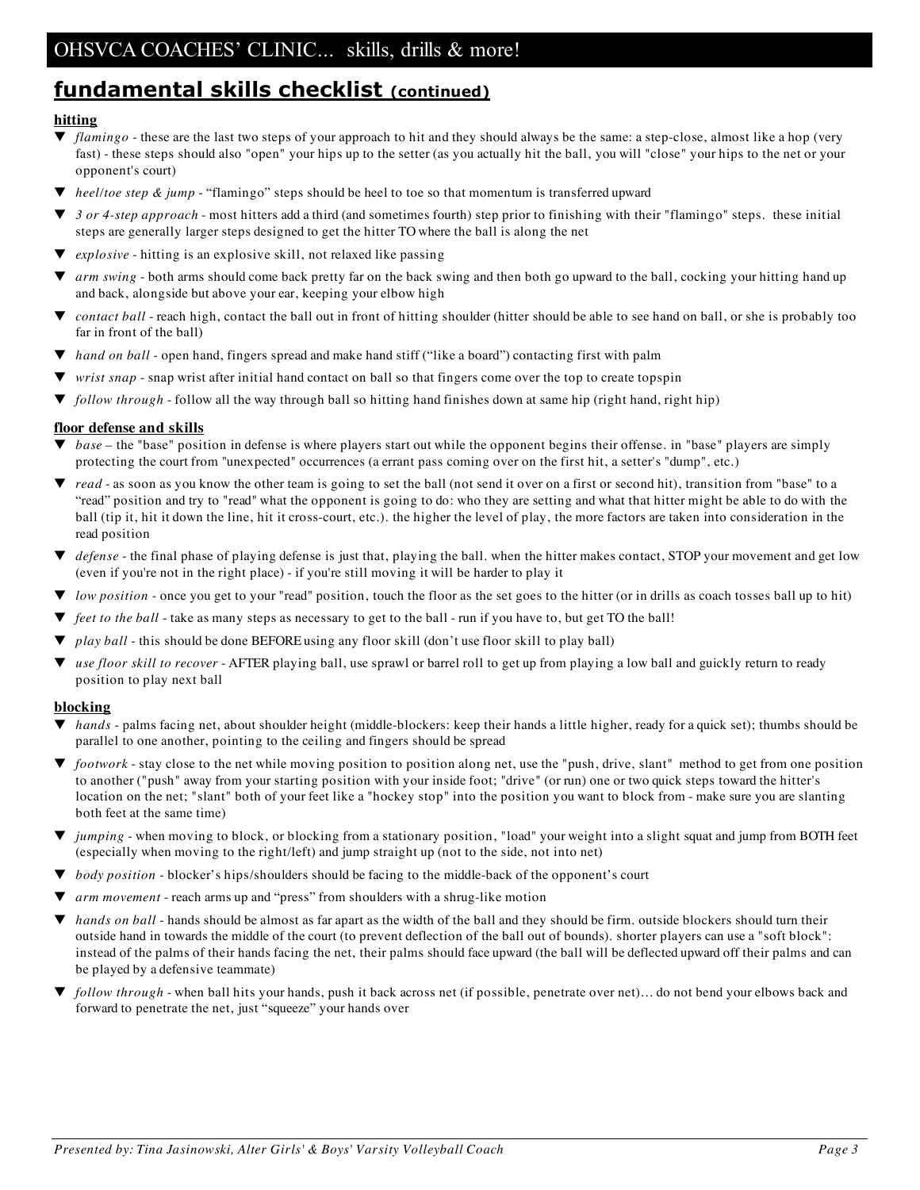## fundamental skills checklist (continued)

### hitting

- *flamingo* - these are the last two steps of your approach to hit and they should always be the same: a step-close, almost like a hop (very fast) - these steps should also "open" your hips up to the setter (as you actually hit the ball, you will "close" your hips to the net or your opponent's court)
- *heel/toe step & jump* - "flamingo" steps should be heel to toe so that momentum is transferred upward
- *3 or 4-step approach* - most hitters add a third (and sometimes fourth) step prior to finishing with their "flamingo" steps. these initial steps are generally larger steps designed to get the hitter TO where the ball is along the net
- *explosive* - hitting is an explosive skill, not relaxed like passing
- *arm swing* - both arms should come back pretty far on the back swing and then both go upward to the ball, cocking your hitting hand up and back, alongside but above your ear, keeping your elbow high
- *contact ball* - reach high, contact the ball out in front of hitting shoulder (hitter should be able to see hand on ball, or she is probably too far in front of the ball)
- *hand on ball* - open hand, fingers spread and make hand stiff ("like a board") contacting first with palm
- *wrist snap* - snap wrist after initial hand contact on ball so that fingers come over the top to create topspin
- *follow through* - follow all the way through ball so hitting hand finishes down at same hip (right hand, right hip)

### floor defense and skills

- *base* – the "base" position in defense is where players start out while the opponent begins their offense. in "base" players are simply protecting the court from "unexpected" occurrences (a errant pass coming over on the first hit, a setter's "dump", etc.)
- *read* - as soon as you know the other team is going to set the ball (not send it over on a first or second hit), transition from "base" to a "read" position and try to "read" what the opponent is going to do: who they are setting and what that hitter might be able to do with the ball (tip it, hit it down the line, hit it cross-court, etc.). the higher the level of play, the more factors are taken into consideration in the read position
- *defense* - the final phase of playing defense is just that, playing the ball. when the hitter makes contact, STOP your movement and get low (even if you're not in the right place) - if you're still moving it will be harder to play it
- *low position* - once you get to your "read" position, touch the floor as the set goes to the hitter (or in drills as coach tosses ball up to hit)
- *feet to the ball* - take as many steps as necessary to get to the ball - run if you have to, but get TO the ball!
- *play ball* - this should be done BEFORE using any floor skill (don't use floor skill to play ball)
- *use floor skill to recover* - AFTER playing ball, use sprawl or barrel roll to get up from playing a low ball and guickly return to ready position to play next ball

### blocking

- *hands* - palms facing net, about shoulder height (middle-blockers: keep their hands a little higher, ready for a quick set); thumbs should be parallel to one another, pointing to the ceiling and fingers should be spread
- *footwork* - stay close to the net while moving position to position along net, use the "push, drive, slant" method to get from one position to another ("push" away from your starting position with your inside foot; "drive" (or run) one or two quick steps toward the hitter's location on the net; "slant" both of your feet like a "hockey stop" into the position you want to block from - make sure you are slanting both feet at the same time)
- *jumping* - when moving to block, or blocking from a stationary position, "load" your weight into a slight squat and jump from BOTH feet (especially when moving to the right/left) and jump straight up (not to the side, not into net)
- *body position* - blocker's hips/shoulders should be facing to the middle-back of the opponent's court
- *arm movement* - reach arms up and "press" from shoulders with a shrug-like motion
- *hands on ball* - hands should be almost as far apart as the width of the ball and they should be firm. outside blockers should turn their outside hand in towards the middle of the court (to prevent deflection of the ball out of bounds). shorter players can use a "soft block": instead of the palms of their hands facing the net, their palms should face upward (the ball will be deflected upward off their palms and can be played by a defensive teammate)
- *follow through* - when ball hits your hands, push it back across net (if possible, penetrate over net)... do not bend your elbows back and forward to penetrate the net, just "squeeze" your hands over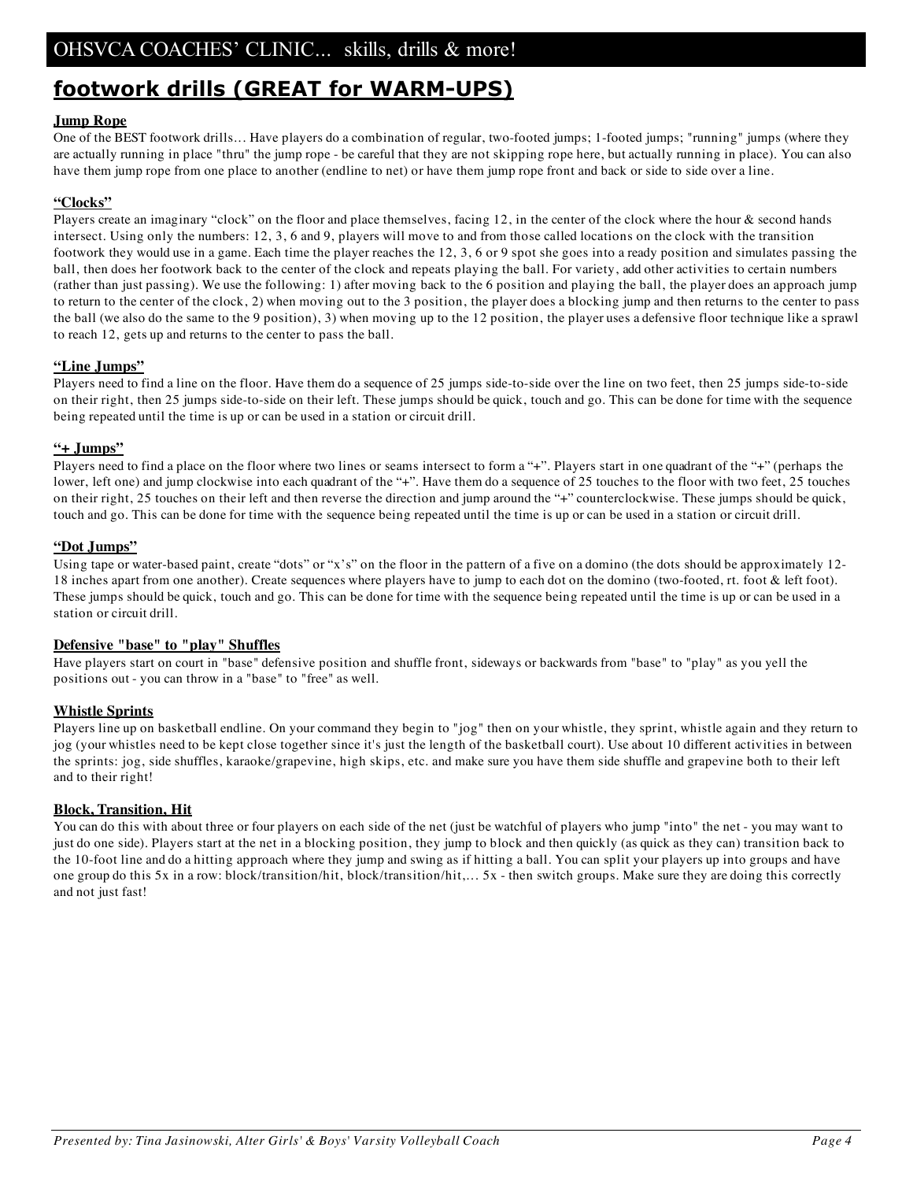## footwork drills (GREAT for WARM-UPS)

### Jump Rope

One of the BEST footwork drills… Have players do a combination of regular, two-footed jumps; 1-footed jumps; "running" jumps (where they are actually running in place "thru" the jump rope - be careful that they are not skipping rope here, but actually running in place). You can also have them jump rope from one place to another (endline to net) or have them jump rope front and back or side to side over a line.

### "Clocks"

Players create an imaginary "clock" on the floor and place themselves, facing 12, in the center of the clock where the hour & second hands intersect. Using only the numbers: 12, 3, 6 and 9, players will move to and from those called locations on the clock with the transition footwork they would use in a game. Each time the player reaches the 12, 3, 6 or 9 spot she goes into a ready position and simulates passing the ball, then does her footwork back to the center of the clock and repeats playing the ball. For variety, add other activities to certain numbers (rather than just passing). We use the following: 1) after moving back to the 6 position and playing the ball, the player does an approach jump to return to the center of the clock, 2) when moving out to the 3 position, the player does a blocking jump and then returns to the center to pass the ball (we also do the same to the 9 position), 3) when moving up to the 12 position, the player uses a defensive floor technique like a sprawl to reach 12, gets up and returns to the center to pass the ball.

### "Line Jumps"

Players need to find a line on the floor. Have them do a sequence of 25 jumps side-to-side over the line on two feet, then 25 jumps side-to-side on their right, then 25 jumps side-to-side on their left. These jumps should be quick, touch and go. This can be done for time with the sequence being repeated until the time is up or can be used in a station or circuit drill.

### "+ Jumps"

Players need to find a place on the floor where two lines or seams intersect to form a "+". Players start in one quadrant of the "+" (perhaps the lower, left one) and jump clockwise into each quadrant of the "+". Have them do a sequence of 25 touches to the floor with two feet, 25 touches on their right, 25 touches on their left and then reverse the direction and jump around the "+" counterclockwise. These jumps should be quick, touch and go. This can be done for time with the sequence being repeated until the time is up or can be used in a station or circuit drill.

### "Dot Jumps"

Using tape or water-based paint, create "dots" or "x's" on the floor in the pattern of a five on a domino (the dots should be approximately 12-18 inches apart from one another). Create sequences where players have to jump to each dot on the domino (two-footed, rt. foot & left foot). These jumps should be quick, touch and go. This can be done for time with the sequence being repeated until the time is up or can be used in a station or circuit drill.

### Defensive "base" to "play" Shuffles

Have players start on court in "base" defensive position and shuffle front, sideways or backwards from "base" to "play" as you yell the positions out - you can throw in a "base" to "free" as well.

### Whistle Sprints

Players line up on basketball endline. On your command they begin to "jog" then on your whistle, they sprint, whistle again and they return to jog (your whistles need to be kept close together since it's just the length of the basketball court). Use about 10 different activities in between the sprints: jog, side shuffles, karaoke/grapevine, high skips, etc. and make sure you have them side shuffle and grapevine both to their left and to their right!

### Block, Transition, Hit

You can do this with about three or four players on each side of the net (just be watchful of players who jump "into" the net - you may want to just do one side). Players start at the net in a blocking position, they jump to block and then quickly (as quick as they can) transition back to the 10-foot line and do a hitting approach where they jump and swing as if hitting a ball. You can split your players up into groups and have one group do this 5x in a row: block/transition/hit, block/transition/hit,… 5x - then switch groups. Make sure they are doing this correctly and not just fast!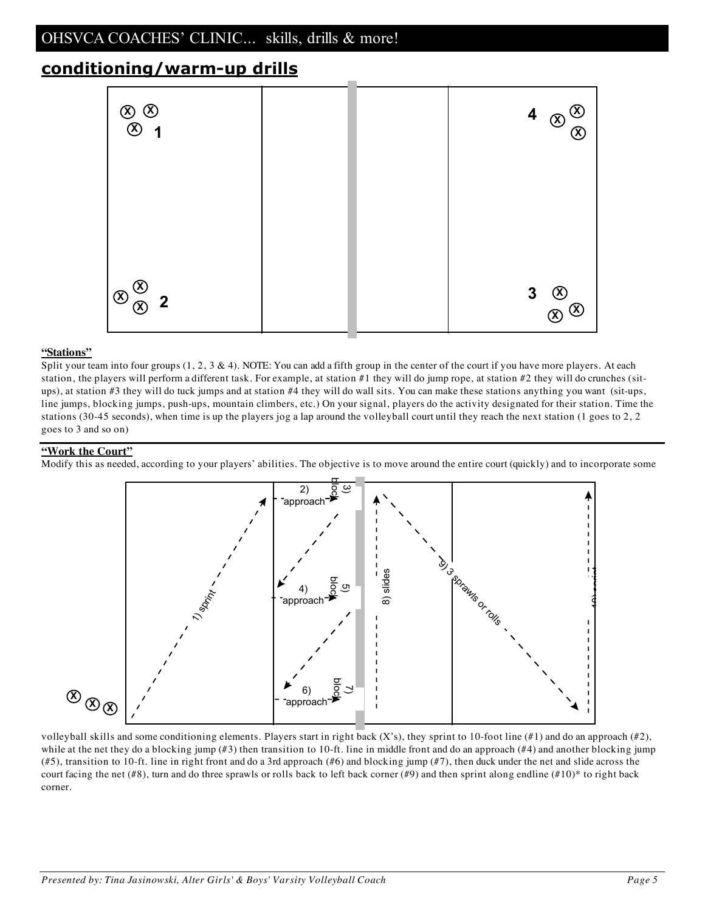## conditioning/warm-up drills

**"Stations"**

Split your team into four groups (1, 2, 3 & 4). NOTE: You can add a fifth group in the center of the court if you have more players. At each station, the players will perform a different task. For example, at station #1 they will do jump rope, at station #2 they will do crunches (sit-ups), at station #3 they will do tuck jumps and at station #4 they will do wall sits. You can make these stations anything you want (sit-ups, line jumps, blocking jumps, push-ups, mountain climbers, etc.) On your signal, players do the activity designated for their station. Time the stations (30-45 seconds), when time is up the players jog a lap around the volleyball court until they reach the next station (1 goes to 2, 2 goes to 3 and so on)

**"Work the Court"**

Modify this as needed, according to your players' abilities. The objective is to move around the entire court (quickly) and to incorporate some volleyball skills and some conditioning elements. Players start in right back (X's), they sprint to 10-foot line (#1) and do an approach (#2), while at the net they do a blocking jump (#3) then transition to 10-ft. line in middle front and do an approach (#4) and another blocking jump (#5), transition to 10-ft. line in right front and do a 3rd approach (#6) and blocking jump (#7), then duck under the net and slide across the court facing the net (#8), turn and do three sprawls or rolls back to left back corner (#9) and then sprint along endline (#10)* to right back corner.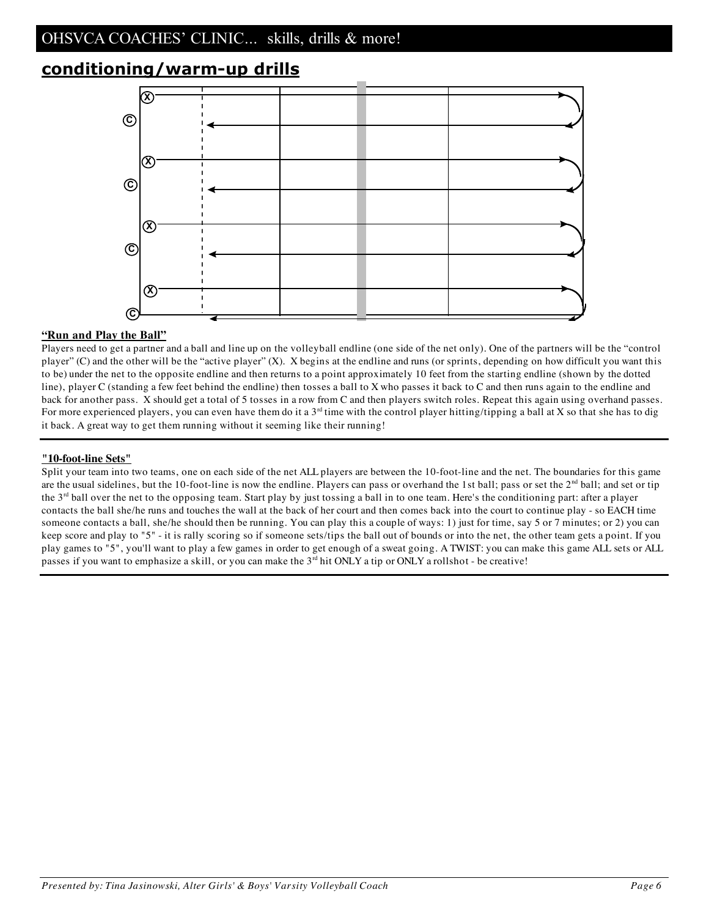## conditioning/warm-up drills

**"Run and Play the Ball"**

Players need to get a partner and a ball and line up on the volleyball endline (one side of the net only). One of the partners will be the "control player" (C) and the other will be the "active player" (X). X begins at the endline and runs (or sprints, depending on how difficult you want this to be) under the net to the opposite endline and then returns to a point approximately 10 feet from the starting endline (shown by the dotted line), player C (standing a few feet behind the endline) then tosses a ball to X who passes it back to C and then runs again to the endline and back for another pass. X should get a total of 5 tosses in a row from C and then players switch roles. Repeat this again using overhand passes. For more experienced players, you can even have them do it a 3rd time with the control player hitting/tipping a ball at X so that she has to dig it back. A great way to get them running without it seeming like their running!

**"10-foot-line Sets"**

Split your team into two teams, one on each side of the net ALL players are between the 10-foot-line and the net. The boundaries for this game are the usual sidelines, but the 10-foot-line is now the endline. Players can pass or overhand the 1st ball; pass or set the 2nd ball; and set or tip the 3rd ball over the net to the opposing team. Start play by just tossing a ball in to one team. Here's the conditioning part: after a player contacts the ball she/he runs and touches the wall at the back of her court and then comes back into the court to continue play - so EACH time someone contacts a ball, she/he should then be running. You can play this a couple of ways: 1) just for time, say 5 or 7 minutes; or 2) you can keep score and play to "5" - it is rally scoring so if someone sets/tips the ball out of bounds or into the net, the other team gets a point. If you play games to "5", you'll want to play a few games in order to get enough of a sweat going. A TWIST: you can make this game ALL sets or ALL passes if you want to emphasize a skill, or you can make the 3rd hit ONLY a tip or ONLY a rollshot - be creative!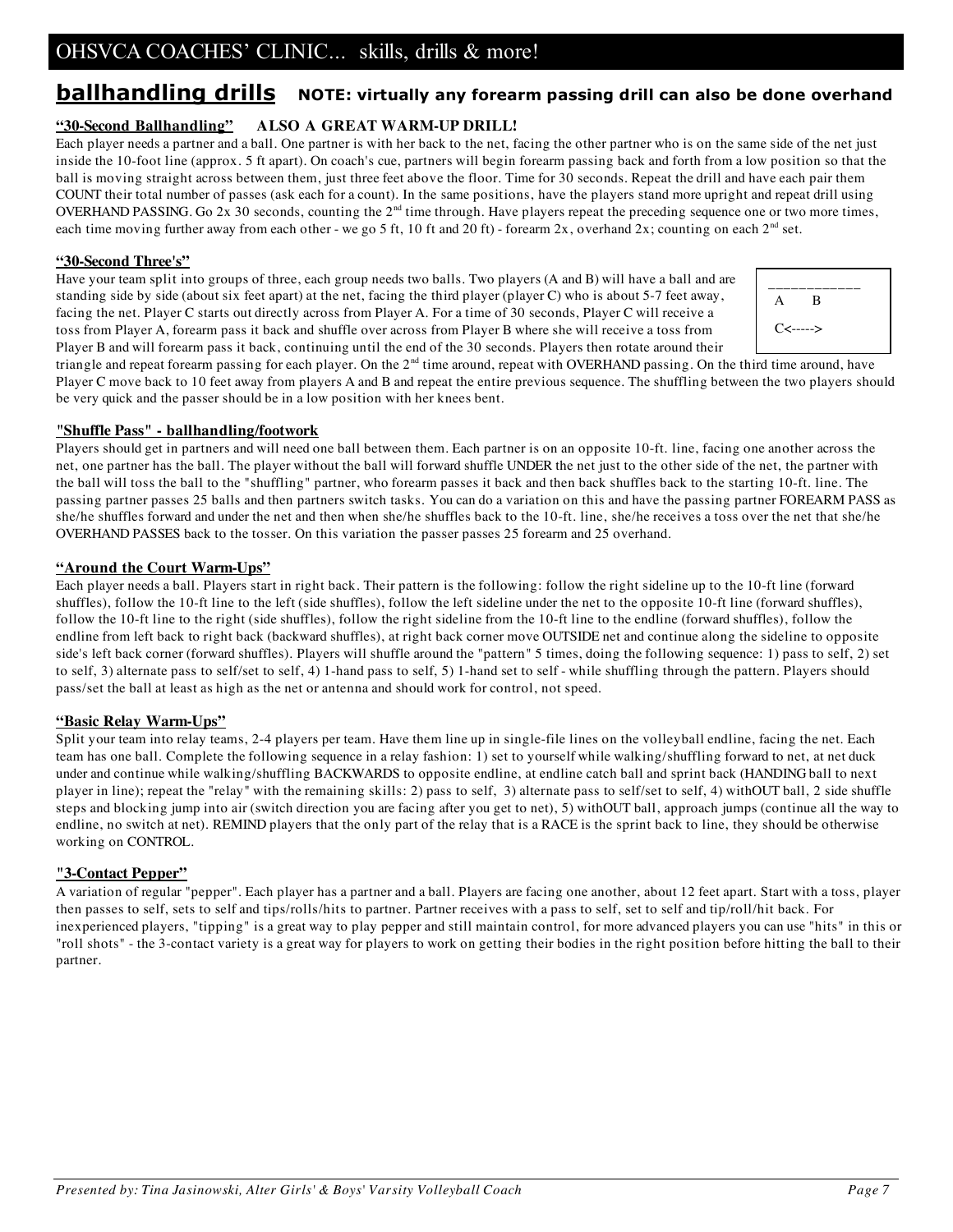## ballhandling drills NOTE: virtually any forearm passing drill can also be done overhand

### "30-Second Ballhandling" ALSO A GREAT WARM-UP DRILL!

Each player needs a partner and a ball. One partner is with her back to the net, facing the other partner who is on the same side of the net just inside the 10-foot line (approx. 5 ft apart). On coach's cue, partners will begin forearm passing back and forth from a low position so that the ball is moving straight across between them, just three feet above the floor. Time for 30 seconds. Repeat the drill and have each pair them COUNT their total number of passes (ask each for a count). In the same positions, have the players stand more upright and repeat drill using OVERHAND PASSING. Go 2x 30 seconds, counting the 2nd time through. Have players repeat the preceding sequence one or two more times, each time moving further away from each other - we go 5 ft, 10 ft and 20 ft) - forearm 2x, overhand 2x; counting on each 2nd set.

### "30-Second Three's"

Have your team split into groups of three, each group needs two balls. Two players (A and B) will have a ball and are standing side by side (about six feet apart) at the net, facing the third player (player C) who is about 5-7 feet away, facing the net. Player C starts out directly across from Player A. For a time of 30 seconds, Player C will receive a toss from Player A, forearm pass it back and shuffle over across from Player B where she will receive a toss from Player B and will forearm pass it back, continuing until the end of the 30 seconds. Players then rotate around their triangle and repeat forearm passing for each player. On the 2nd time around, repeat with OVERHAND passing. On the third time around, have Player C move back to 10 feet away from players A and B and repeat the entire previous sequence. The shuffling between the two players should be very quick and the passer should be in a low position with her knees bent.

```
___________
 A     B

 C<----->
```

### "Shuffle Pass" - ballhandling/footwork

Players should get in partners and will need one ball between them. Each partner is on an opposite 10-ft. line, facing one another across the net, one partner has the ball. The player without the ball will forward shuffle UNDER the net just to the other side of the net, the partner with the ball will toss the ball to the "shuffling" partner, who forearm passes it back and then back shuffles back to the starting 10-ft. line. The passing partner passes 25 balls and then partners switch tasks. You can do a variation on this and have the passing partner FOREARM PASS as she/he shuffles forward and under the net and then when she/he shuffles back to the 10-ft. line, she/he receives a toss over the net that she/he OVERHAND PASSES back to the tosser. On this variation the passer passes 25 forearm and 25 overhand.

### "Around the Court Warm-Ups"

Each player needs a ball. Players start in right back. Their pattern is the following: follow the right sideline up to the 10-ft line (forward shuffles), follow the 10-ft line to the left (side shuffles), follow the left sideline under the net to the opposite 10-ft line (forward shuffles), follow the 10-ft line to the right (side shuffles), follow the right sideline from the 10-ft line to the endline (forward shuffles), follow the endline from left back to right back (backward shuffles), at right back corner move OUTSIDE net and continue along the sideline to opposite side's left back corner (forward shuffles). Players will shuffle around the "pattern" 5 times, doing the following sequence: 1) pass to self, 2) set to self, 3) alternate pass to self/set to self, 4) 1-hand pass to self, 5) 1-hand set to self - while shuffling through the pattern. Players should pass/set the ball at least as high as the net or antenna and should work for control, not speed.

### "Basic Relay Warm-Ups"

Split your team into relay teams, 2-4 players per team. Have them line up in single-file lines on the volleyball endline, facing the net. Each team has one ball. Complete the following sequence in a relay fashion: 1) set to yourself while walking/shuffling forward to net, at net duck under and continue while walking/shuffling BACKWARDS to opposite endline, at endline catch ball and sprint back (HANDING ball to next player in line); repeat the "relay" with the remaining skills: 2) pass to self, 3) alternate pass to self/set to self, 4) withOUT ball, 2 side shuffle steps and blocking jump into air (switch direction you are facing after you get to net), 5) withOUT ball, approach jumps (continue all the way to endline, no switch at net). REMIND players that the only part of the relay that is a RACE is the sprint back to line, they should be otherwise working on CONTROL.

### "3-Contact Pepper"

A variation of regular "pepper". Each player has a partner and a ball. Players are facing one another, about 12 feet apart. Start with a toss, player then passes to self, sets to self and tips/rolls/hits to partner. Partner receives with a pass to self, set to self and tip/roll/hit back. For inexperienced players, "tipping" is a great way to play pepper and still maintain control, for more advanced players you can use "hits" in this or "roll shots" - the 3-contact variety is a great way for players to work on getting their bodies in the right position before hitting the ball to their partner.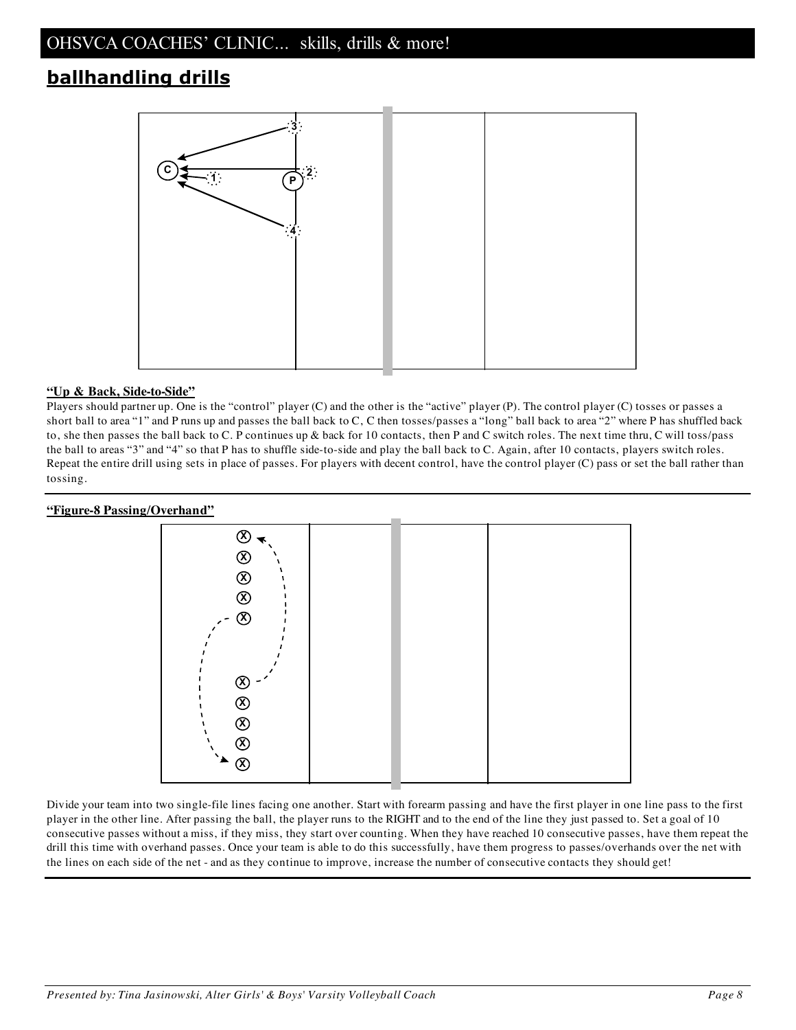## ballhandling drills

**"Up & Back, Side-to-Side"**

Players should partner up. One is the "control" player (C) and the other is the "active" player (P). The control player (C) tosses or passes a short ball to area "1" and P runs up and passes the ball back to C, C then tosses/passes a "long" ball back to area "2" where P has shuffled back to, she then passes the ball back to C. P continues up & back for 10 contacts, then P and C switch roles. The next time thru, C will toss/pass the ball to areas "3" and "4" so that P has to shuffle side-to-side and play the ball back to C. Again, after 10 contacts, players switch roles. Repeat the entire drill using sets in place of passes. For players with decent control, have the control player (C) pass or set the ball rather than tossing.

**"Figure-8 Passing/Overhand"**

Divide your team into two single-file lines facing one another. Start with forearm passing and have the first player in one line pass to the first player in the other line. After passing the ball, the player runs to the RIGHT and to the end of the line they just passed to. Set a goal of 10 consecutive passes without a miss, if they miss, they start over counting. When they have reached 10 consecutive passes, have them repeat the drill this time with overhand passes. Once your team is able to do this successfully, have them progress to passes/overhands over the net with the lines on each side of the net - and as they continue to improve, increase the number of consecutive contacts they should get!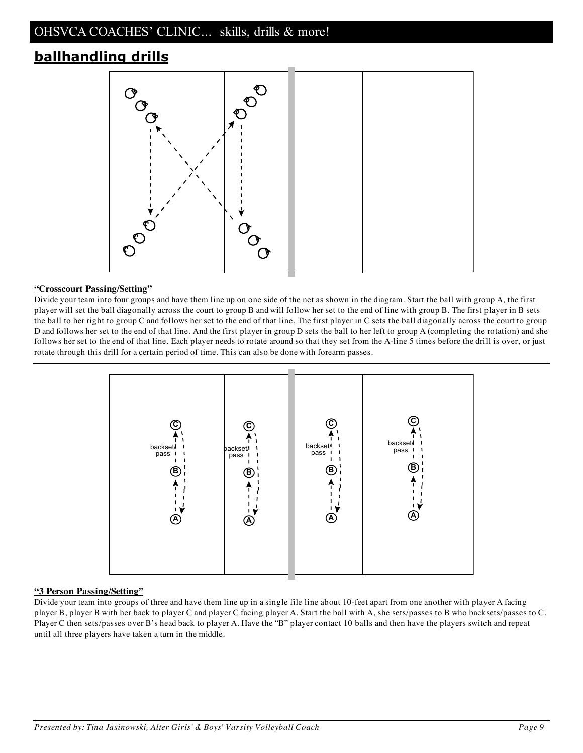## ballhandling drills

**"Crosscourt Passing/Setting"**

Divide your team into four groups and have them line up on one side of the net as shown in the diagram. Start the ball with group A, the first player will set the ball diagonally across the court to group B and will follow her set to the end of line with group B. The first player in B sets the ball to her right to group C and follows her set to the end of that line. The first player in C sets the ball diagonally across the court to group D and follows her set to the end of that line. And the first player in group D sets the ball to her left to group A (completing the rotation) and she follows her set to the end of that line. Each player needs to rotate around so that they set from the A-line 5 times before the drill is over, or just rotate through this drill for a certain period of time. This can also be done with forearm passes.

**"3 Person Passing/Setting"**

Divide your team into groups of three and have them line up in a single file line about 10-feet apart from one another with player A facing player B, player B with her back to player C and player C facing player A. Start the ball with A, she sets/passes to B who backsets/passes to C. Player C then sets/passes over B's head back to player A. Have the "B" player contact 10 balls and then have the players switch and repeat until all three players have taken a turn in the middle.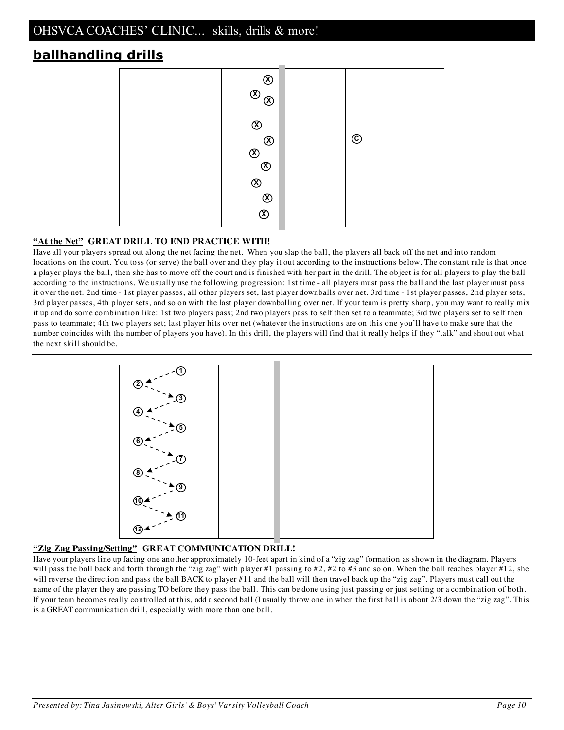## ballhandling drills

**"At the Net"  GREAT DRILL TO END PRACTICE WITH!**

Have all your players spread out along the net facing the net.  When you slap the ball, the players all back off the net and into random locations on the court. You toss (or serve) the ball over and they play it out according to the instructions below. The constant rule is that once a player plays the ball, then she has to move off the court and is finished with her part in the drill. The object is for all players to play the ball according to the instructions. We usually use the following progression: 1st time - all players must pass the ball and the last player must pass it over the net. 2nd time - 1st player passes, all other players set, last player downballs over net. 3rd time - 1st player passes, 2nd player sets, 3rd player passes, 4th player sets, and so on with the last player downballing over net. If your team is pretty sharp, you may want to really mix it up and do some combination like: 1st two players pass; 2nd two players pass to self then set to a teammate; 3rd two players set to self then pass to teammate; 4th two players set; last player hits over net (whatever the instructions are on this one you'll have to make sure that the number coincides with the number of players you have). In this drill, the players will find that it really helps if they "talk" and shout out what the next skill should be.

---

**"Zig Zag Passing/Setting"  GREAT COMMUNICATION DRILL!**

Have your players line up facing one another approximately 10-feet apart in kind of a "zig zag" formation as shown in the diagram. Players will pass the ball back and forth through the "zig zag" with player #1 passing to #2, #2 to #3 and so on. When the ball reaches player #12, she will reverse the direction and pass the ball BACK to player #11 and the ball will then travel back up the "zig zag". Players must call out the name of the player they are passing TO before they pass the ball. This can be done using just passing or just setting or a combination of both. If your team becomes really controlled at this, add a second ball (I usually throw one in when the first ball is about 2/3 down the "zig zag". This is a GREAT communication drill, especially with more than one ball.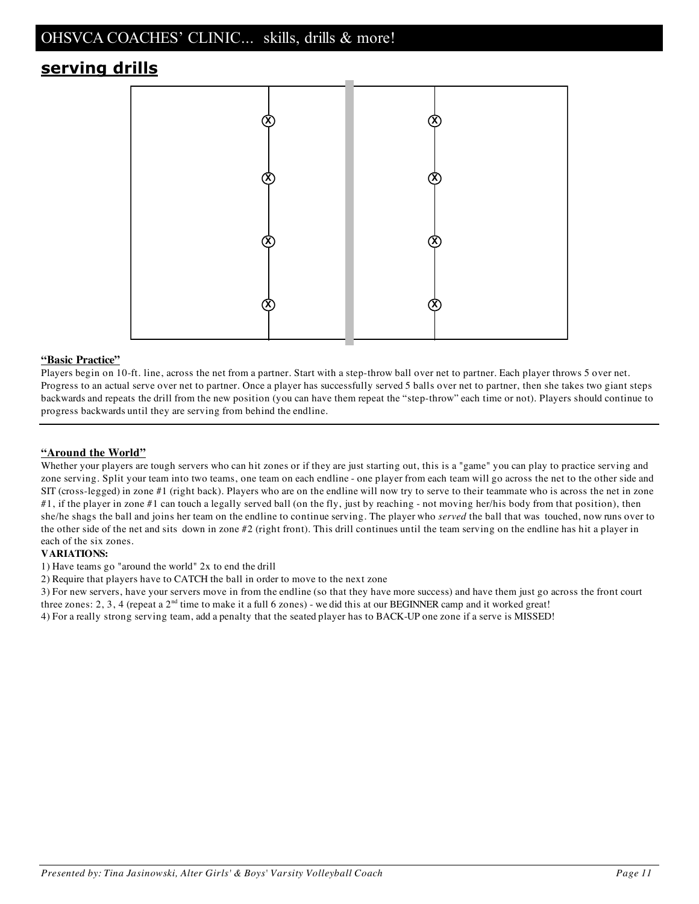## serving drills

**"Basic Practice"**

Players begin on 10-ft. line, across the net from a partner. Start with a step-throw ball over net to partner. Each player throws 5 over net. Progress to an actual serve over net to partner. Once a player has successfully served 5 balls over net to partner, then she takes two giant steps backwards and repeats the drill from the new position (you can have them repeat the "step-throw" each time or not). Players should continue to progress backwards until they are serving from behind the endline.

---

**"Around the World"**

Whether your players are tough servers who can hit zones or if they are just starting out, this is a "game" you can play to practice serving and zone serving. Split your team into two teams, one team on each endline - one player from each team will go across the net to the other side and SIT (cross-legged) in zone #1 (right back). Players who are on the endline will now try to serve to their teammate who is across the net in zone #1, if the player in zone #1 can touch a legally served ball (on the fly, just by reaching - not moving her/his body from that position), then she/he shags the ball and joins her team on the endline to continue serving. The player who *served* the ball that was touched, now runs over to the other side of the net and sits down in zone #2 (right front). This drill continues until the team serving on the endline has hit a player in each of the six zones.

**VARIATIONS:**

1) Have teams go "around the world" 2x to end the drill
2) Require that players have to CATCH the ball in order to move to the next zone
3) For new servers, have your servers move in from the endline (so that they have more success) and have them just go across the front court three zones: 2, 3, 4 (repeat a 2nd time to make it a full 6 zones) - we did this at our BEGINNER camp and it worked great!
4) For a really strong serving team, add a penalty that the seated player has to BACK-UP one zone if a serve is MISSED!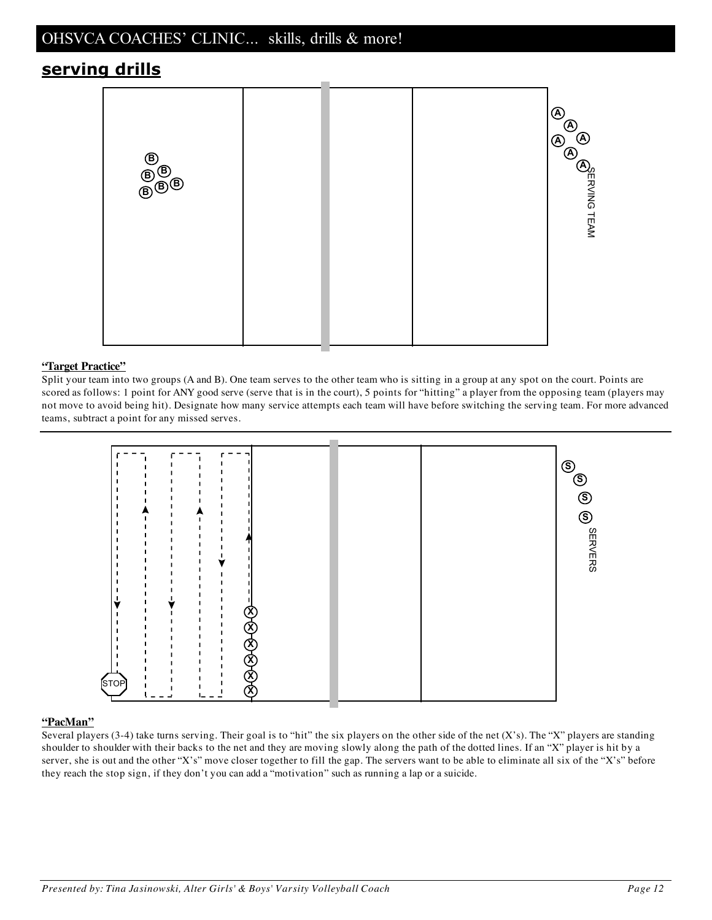## serving drills

**"Target Practice"**

Split your team into two groups (A and B). One team serves to the other team who is sitting in a group at any spot on the court. Points are scored as follows: 1 point for ANY good serve (serve that is in the court), 5 points for "hitting" a player from the opposing team (players may not move to avoid being hit). Designate how many service attempts each team will have before switching the serving team. For more advanced teams, subtract a point for any missed serves.

---

**"PacMan"**

Several players (3-4) take turns serving. Their goal is to "hit" the six players on the other side of the net (X's). The "X" players are standing shoulder to shoulder with their backs to the net and they are moving slowly along the path of the dotted lines. If an "X" player is hit by a server, she is out and the other "X's" move closer together to fill the gap. The servers want to be able to eliminate all six of the "X's" before they reach the stop sign, if they don't you can add a "motivation" such as running a lap or a suicide.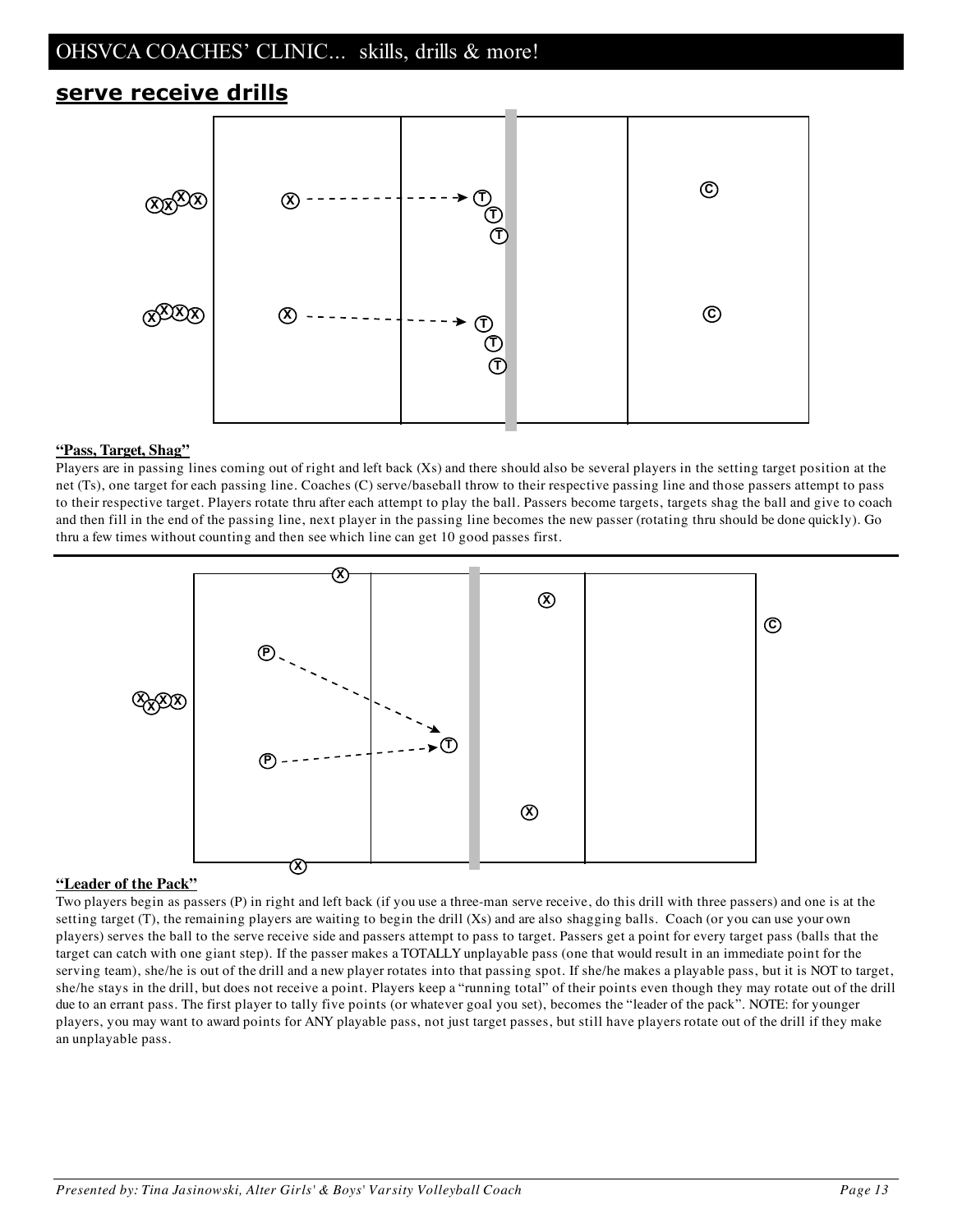## serve receive drills

**"Pass, Target, Shag"**

Players are in passing lines coming out of right and left back (Xs) and there should also be several players in the setting target position at the net (Ts), one target for each passing line. Coaches (C) serve/baseball throw to their respective passing line and those passers attempt to pass to their respective target. Players rotate thru after each attempt to play the ball. Passers become targets, targets shag the ball and give to coach and then fill in the end of the passing line, next player in the passing line becomes the new passer (rotating thru should be done quickly). Go thru a few times without counting and then see which line can get 10 good passes first.

---

**"Leader of the Pack"**

Two players begin as passers (P) in right and left back (if you use a three-man serve receive, do this drill with three passers) and one is at the setting target (T), the remaining players are waiting to begin the drill (Xs) and are also shagging balls. Coach (or you can use your own players) serves the ball to the serve receive side and passers attempt to pass to target. Passers get a point for every target pass (balls that the target can catch with one giant step). If the passer makes a TOTALLY unplayable pass (one that would result in an immediate point for the serving team), she/he is out of the drill and a new player rotates into that passing spot. If she/he makes a playable pass, but it is NOT to target, she/he stays in the drill, but does not receive a point. Players keep a "running total" of their points even though they may rotate out of the drill due to an errant pass. The first player to tally five points (or whatever goal you set), becomes the "leader of the pack". NOTE: for younger players, you may want to award points for ANY playable pass, not just target passes, but still have players rotate out of the drill if they make an unplayable pass.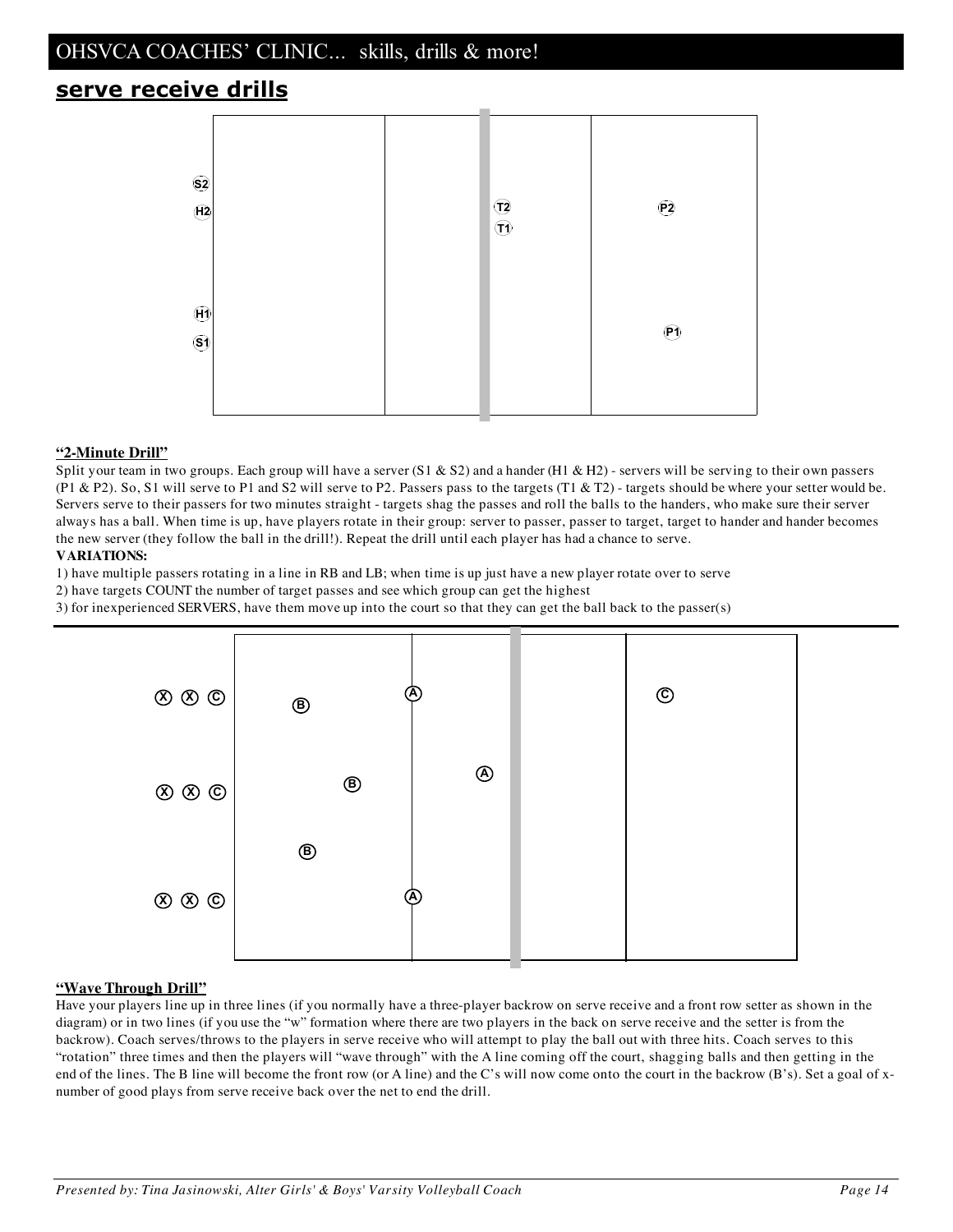## serve receive drills

**"2-Minute Drill"**

Split your team in two groups. Each group will have a server (S1 & S2) and a hander (H1 & H2) - servers will be serving to their own passers (P1 & P2). So, S1 will serve to P1 and S2 will serve to P2. Passers pass to the targets (T1 & T2) - targets should be where your setter would be. Servers serve to their passers for two minutes straight - targets shag the passes and roll the balls to the handers, who make sure their server always has a ball. When time is up, have players rotate in their group: server to passer, passer to target, target to hander and hander becomes the new server (they follow the ball in the drill!). Repeat the drill until each player has had a chance to serve.

**VARIATIONS:**

1) have multiple passers rotating in a line in RB and LB; when time is up just have a new player rotate over to serve
2) have targets COUNT the number of target passes and see which group can get the highest
3) for inexperienced SERVERS, have them move up into the court so that they can get the ball back to the passer(s)

---

**"Wave Through Drill"**

Have your players line up in three lines (if you normally have a three-player backrow on serve receive and a front row setter as shown in the diagram) or in two lines (if you use the "w" formation where there are two players in the back on serve receive and the setter is from the backrow). Coach serves/throws to the players in serve receive who will attempt to play the ball out with three hits. Coach serves to this "rotation" three times and then the players will "wave through" with the A line coming off the court, shagging balls and then getting in the end of the lines. The B line will become the front row (or A line) and the C's will now come onto the court in the backrow (B's). Set a goal of x-number of good plays from serve receive back over the net to end the drill.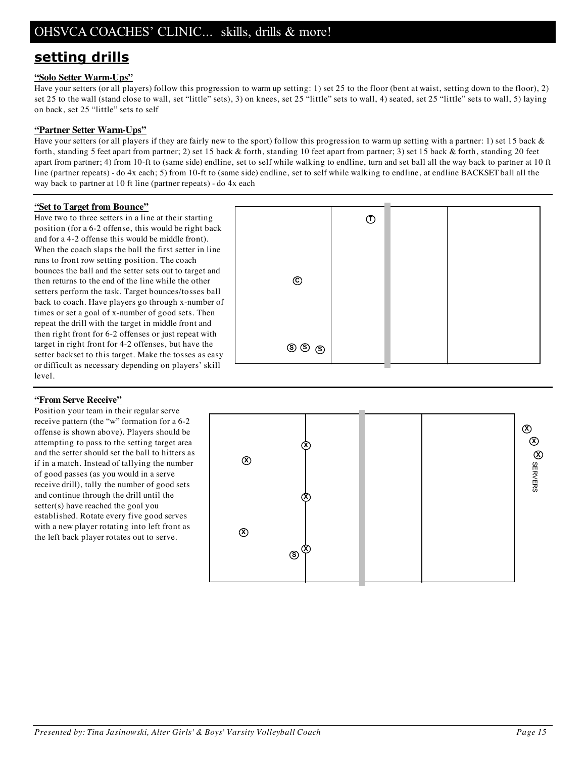## setting drills

**"Solo Setter Warm-Ups"**

Have your setters (or all players) follow this progression to warm up setting: 1) set 25 to the floor (bent at waist, setting down to the floor), 2) set 25 to the wall (stand close to wall, set "little" sets), 3) on knees, set 25 "little" sets to wall, 4) seated, set 25 "little" sets to wall, 5) laying on back, set 25 "little" sets to self

**"Partner Setter Warm-Ups"**

Have your setters (or all players if they are fairly new to the sport) follow this progression to warm up setting with a partner: 1) set 15 back & forth, standing 5 feet apart from partner; 2) set 15 back & forth, standing 10 feet apart from partner; 3) set 15 back & forth, standing 20 feet apart from partner; 4) from 10-ft to (same side) endline, set to self while walking to endline, turn and set ball all the way back to partner at 10 ft line (partner repeats) - do 4x each; 5) from 10-ft to (same side) endline, set to self while walking to endline, at endline BACKSET ball all the way back to partner at 10 ft line (partner repeats) - do 4x each

**"Set to Target from Bounce"**

Have two to three setters in a line at their starting position (for a 6-2 offense, this would be right back and for a 4-2 offense this would be middle front). When the coach slaps the ball the first setter in line runs to front row setting position. The coach bounces the ball and the setter sets out to target and then returns to the end of the line while the other setters perform the task. Target bounces/tosses ball back to coach. Have players go through x-number of times or set a goal of x-number of good sets. Then repeat the drill with the target in middle front and then right front for 6-2 offenses or just repeat with target in right front for 4-2 offenses, but have the setter backset to this target. Make the tosses as easy or difficult as necessary depending on players' skill level.

**"From Serve Receive"**

Position your team in their regular serve receive pattern (the "w" formation for a 6-2 offense is shown above). Players should be attempting to pass to the setting target area and the setter should set the ball to hitters as if in a match. Instead of tallying the number of good passes (as you would in a serve receive drill), tally the number of good sets and continue through the drill until the setter(s) have reached the goal you established. Rotate every five good serves with a new player rotating into left front as the left back player rotates out to serve.

SERVERS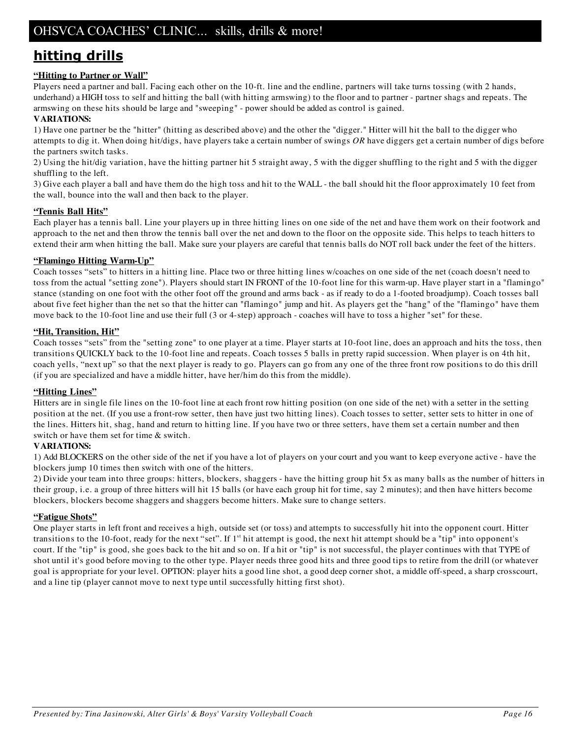## hitting drills

**"Hitting to Partner or Wall"**

Players need a partner and ball. Facing each other on the 10-ft. line and the endline, partners will take turns tossing (with 2 hands, underhand) a HIGH toss to self and hitting the ball (with hitting armswing) to the floor and to partner - partner shags and repeats. The armswing on these hits should be large and "sweeping" - power should be added as control is gained.

**VARIATIONS:**

1) Have one partner be the "hitter" (hitting as described above) and the other the "digger." Hitter will hit the ball to the digger who attempts to dig it. When doing hit/digs, have players take a certain number of swings *OR* have diggers get a certain number of digs before the partners switch tasks.

2) Using the hit/dig variation, have the hitting partner hit 5 straight away, 5 with the digger shuffling to the right and 5 with the digger shuffling to the left.

3) Give each player a ball and have them do the high toss and hit to the WALL - the ball should hit the floor approximately 10 feet from the wall, bounce into the wall and then back to the player.

**"Tennis Ball Hits"**

Each player has a tennis ball. Line your players up in three hitting lines on one side of the net and have them work on their footwork and approach to the net and then throw the tennis ball over the net and down to the floor on the opposite side. This helps to teach hitters to extend their arm when hitting the ball. Make sure your players are careful that tennis balls do NOT roll back under the feet of the hitters.

**"Flamingo Hitting Warm-Up"**

Coach tosses "sets" to hitters in a hitting line. Place two or three hitting lines w/coaches on one side of the net (coach doesn't need to toss from the actual "setting zone"). Players should start IN FRONT of the 10-foot line for this warm-up. Have player start in a "flamingo" stance (standing on one foot with the other foot off the ground and arms back - as if ready to do a 1-footed broadjump). Coach tosses ball about five feet higher than the net so that the hitter can "flamingo" jump and hit. As players get the "hang" of the "flamingo" have them move back to the 10-foot line and use their full (3 or 4-step) approach - coaches will have to toss a higher "set" for these.

**"Hit, Transition, Hit"**

Coach tosses "sets" from the "setting zone" to one player at a time. Player starts at 10-foot line, does an approach and hits the toss, then transitions QUICKLY back to the 10-foot line and repeats. Coach tosses 5 balls in pretty rapid succession. When player is on 4th hit, coach yells, "next up" so that the next player is ready to go. Players can go from any one of the three front row positions to do this drill (if you are specialized and have a middle hitter, have her/him do this from the middle).

**"Hitting Lines"**

Hitters are in single file lines on the 10-foot line at each front row hitting position (on one side of the net) with a setter in the setting position at the net. (If you use a front-row setter, then have just two hitting lines). Coach tosses to setter, setter sets to hitter in one of the lines. Hitters hit, shag, hand and return to hitting line. If you have two or three setters, have them set a certain number and then switch or have them set for time & switch.

**VARIATIONS:**

1) Add BLOCKERS on the other side of the net if you have a lot of players on your court and you want to keep everyone active - have the blockers jump 10 times then switch with one of the hitters.

2) Divide your team into three groups: hitters, blockers, shaggers - have the hitting group hit 5x as many balls as the number of hitters in their group, i.e. a group of three hitters will hit 15 balls (or have each group hit for time, say 2 minutes); and then have hitters become blockers, blockers become shaggers and shaggers become hitters. Make sure to change setters.

**"Fatigue Shots"**

One player starts in left front and receives a high, outside set (or toss) and attempts to successfully hit into the opponent court. Hitter transitions to the 10-foot, ready for the next "set". If 1st hit attempt is good, the next hit attempt should be a "tip" into opponent's court. If the "tip" is good, she goes back to the hit and so on. If a hit or "tip" is not successful, the player continues with that TYPE of shot until it's good before moving to the other type. Player needs three good hits and three good tips to retire from the drill (or whatever goal is appropriate for your level. OPTION: player hits a good line shot, a good deep corner shot, a middle off-speed, a sharp crosscourt, and a line tip (player cannot move to next type until successfully hitting first shot).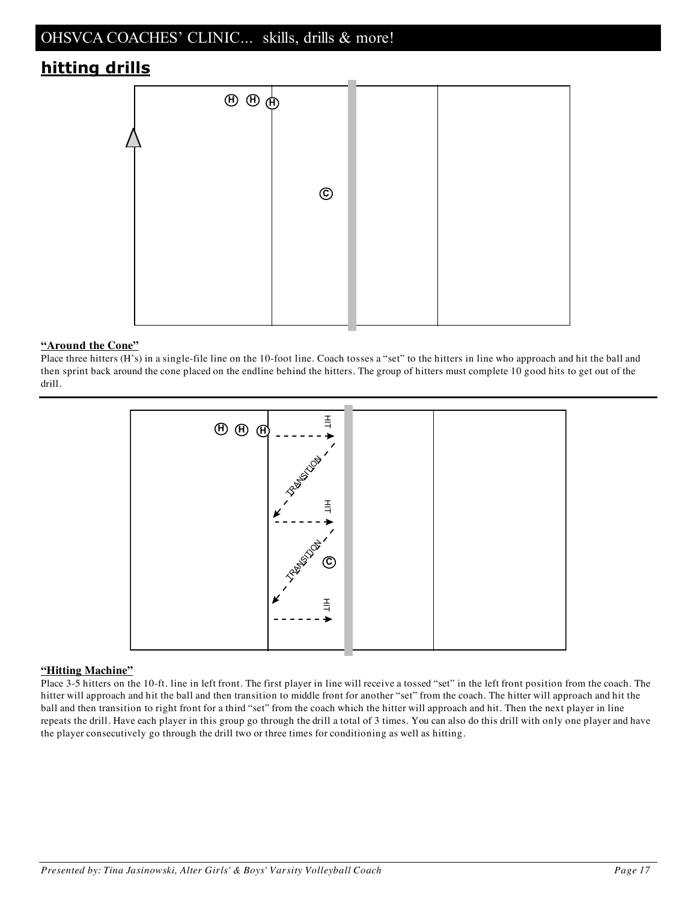## hitting drills

**“Around the Cone”**

Place three hitters (H’s) in a single-file line on the 10-foot line. Coach tosses a “set” to the hitters in line who approach and hit the ball and then sprint back around the cone placed on the endline behind the hitters. The group of hitters must complete 10 good hits to get out of the drill.

**“Hitting Machine”**

Place 3-5 hitters on the 10-ft. line in left front. The first player in line will receive a tossed “set” in the left front position from the coach. The hitter will approach and hit the ball and then transition to middle front for another “set” from the coach. The hitter will approach and hit the ball and then transition to right front for a third “set” from the coach which the hitter will approach and hit. Then the next player in line repeats the drill. Have each player in this group go through the drill a total of 3 times. You can also do this drill with only one player and have the player consecutively go through the drill two or three times for conditioning as well as hitting.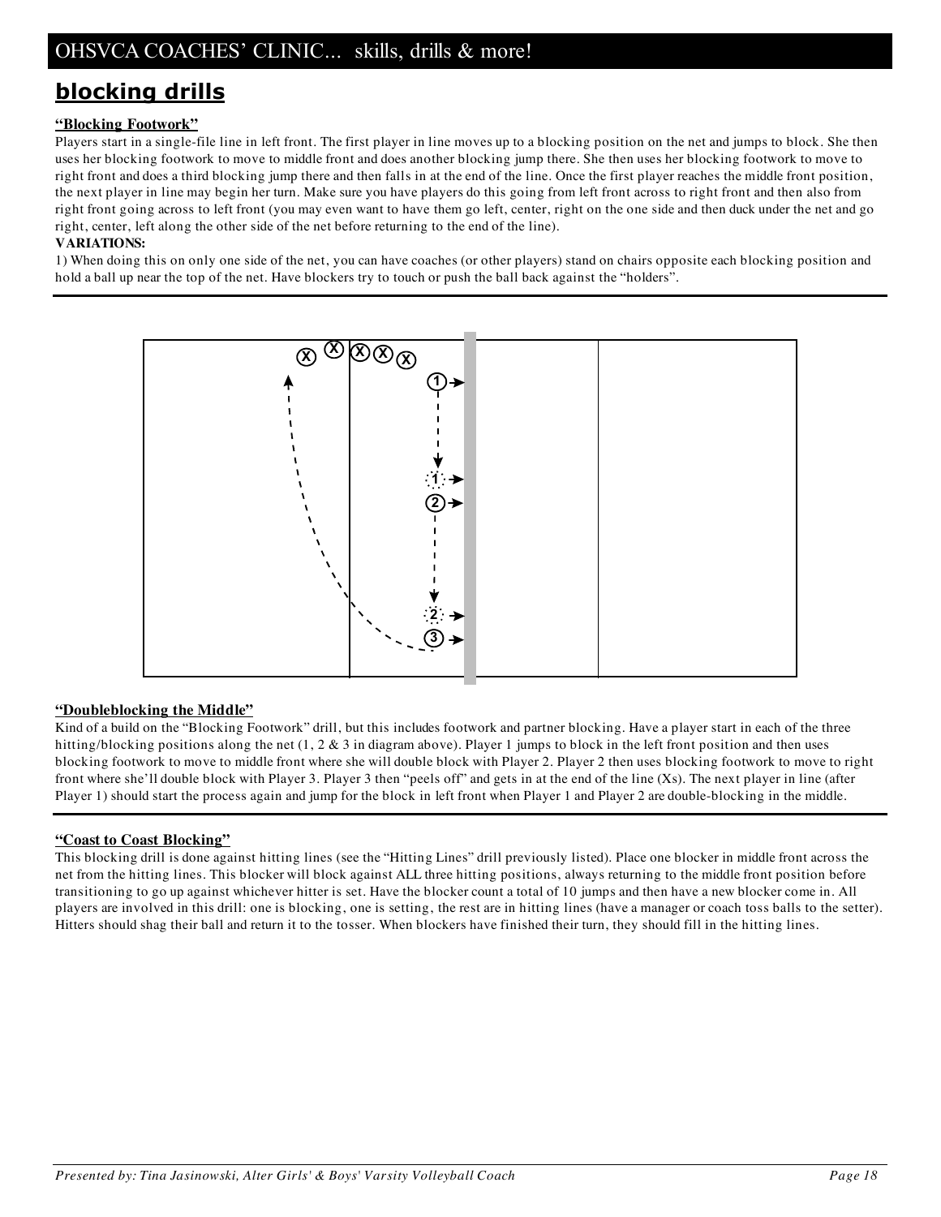## blocking drills

**"Blocking Footwork"**

Players start in a single-file line in left front. The first player in line moves up to a blocking position on the net and jumps to block. She then uses her blocking footwork to move to middle front and does another blocking jump there. She then uses her blocking footwork to move to right front and does a third blocking jump there and then falls in at the end of the line. Once the first player reaches the middle front position, the next player in line may begin her turn. Make sure you have players do this going from left front across to right front and then also from right front going across to left front (you may even want to have them go left, center, right on the one side and then duck under the net and go right, center, left along the other side of the net before returning to the end of the line).

**VARIATIONS:**

1) When doing this on only one side of the net, you can have coaches (or other players) stand on chairs opposite each blocking position and hold a ball up near the top of the net. Have blockers try to touch or push the ball back against the "holders".

**"Doubleblocking the Middle"**

Kind of a build on the "Blocking Footwork" drill, but this includes footwork and partner blocking. Have a player start in each of the three hitting/blocking positions along the net (1, 2 & 3 in diagram above). Player 1 jumps to block in the left front position and then uses blocking footwork to move to middle front where she will double block with Player 2. Player 2 then uses blocking footwork to move to right front where she'll double block with Player 3. Player 3 then "peels off" and gets in at the end of the line (Xs). The next player in line (after Player 1) should start the process again and jump for the block in left front when Player 1 and Player 2 are double-blocking in the middle.

**"Coast to Coast Blocking"**

This blocking drill is done against hitting lines (see the "Hitting Lines" drill previously listed). Place one blocker in middle front across the net from the hitting lines. This blocker will block against ALL three hitting positions, always returning to the middle front position before transitioning to go up against whichever hitter is set. Have the blocker count a total of 10 jumps and then have a new blocker come in. All players are involved in this drill: one is blocking, one is setting, the rest are in hitting lines (have a manager or coach toss balls to the setter). Hitters should shag their ball and return it to the tosser. When blockers have finished their turn, they should fill in the hitting lines.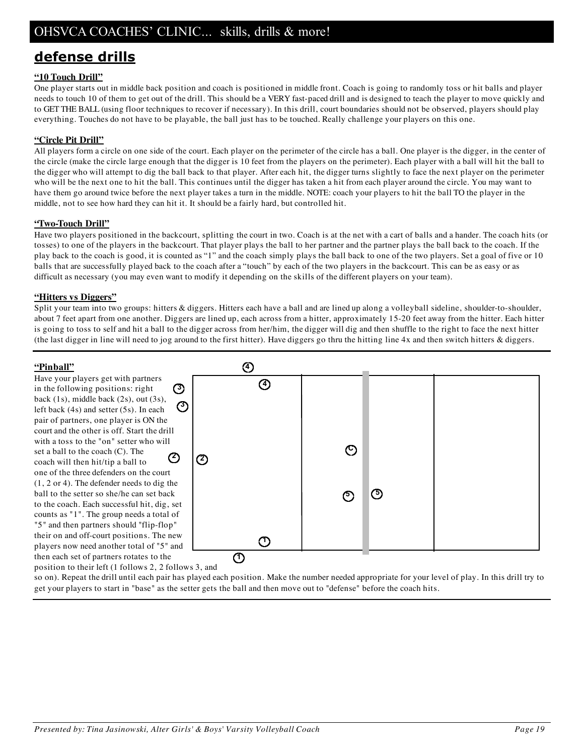## defense drills

**"10 Touch Drill"**

One player starts out in middle back position and coach is positioned in middle front. Coach is going to randomly toss or hit balls and player needs to touch 10 of them to get out of the drill. This should be a VERY fast-paced drill and is designed to teach the player to move quickly and to GET THE BALL (using floor techniques to recover if necessary). In this drill, court boundaries should not be observed, players should play everything. Touches do not have to be playable, the ball just has to be touched. Really challenge your players on this one.

**"Circle Pit Drill"**

All players form a circle on one side of the court. Each player on the perimeter of the circle has a ball. One player is the digger, in the center of the circle (make the circle large enough that the digger is 10 feet from the players on the perimeter). Each player with a ball will hit the ball to the digger who will attempt to dig the ball back to that player. After each hit, the digger turns slightly to face the next player on the perimeter who will be the next one to hit the ball. This continues until the digger has taken a hit from each player around the circle. You may want to have them go around twice before the next player takes a turn in the middle. NOTE: coach your players to hit the ball TO the player in the middle, not to see how hard they can hit it. It should be a fairly hard, but controlled hit.

**"Two-Touch Drill"**

Have two players positioned in the backcourt, splitting the court in two. Coach is at the net with a cart of balls and a hander. The coach hits (or tosses) to one of the players in the backcourt. That player plays the ball to her partner and the partner plays the ball back to the coach. If the play back to the coach is good, it is counted as "1" and the coach simply plays the ball back to one of the two players. Set a goal of five or 10 balls that are successfully played back to the coach after a "touch" by each of the two players in the backcourt. This can be as easy or as difficult as necessary (you may even want to modify it depending on the skills of the different players on your team).

**"Hitters vs Diggers"**

Split your team into two groups: hitters & diggers. Hitters each have a ball and are lined up along a volleyball sideline, shoulder-to-shoulder, about 7 feet apart from one another. Diggers are lined up, each across from a hitter, approximately 15-20 feet away from the hitter. Each hitter is going to toss to self and hit a ball to the digger across from her/him, the digger will dig and then shuffle to the right to face the next hitter (the last digger in line will need to jog around to the first hitter). Have diggers go thru the hitting line 4x and then switch hitters & diggers.

---

**"Pinball"**

Have your players get with partners in the following positions: right back (1s), middle back (2s), out (3s), left back (4s) and setter (5s). In each pair of partners, one player is ON the court and the other is off. Start the drill with a toss to the "on" setter who will set a ball to the coach (C). The coach will then hit/tip a ball to one of the three defenders on the court (1, 2 or 4). The defender needs to dig the ball to the setter so she/he can set back to the coach. Each successful hit, dig, set counts as "1". The group needs a total of "5" and then partners should "flip-flop" their on and off-court positions. The new players now need another total of "5" and then each set of partners rotates to the position to their left (1 follows 2, 2 follows 3, and so on). Repeat the drill until each pair has played each position. Make the number needed appropriate for your level of play. In this drill try to get your players to start in "base" as the setter gets the ball and then move out to "defense" before the coach hits.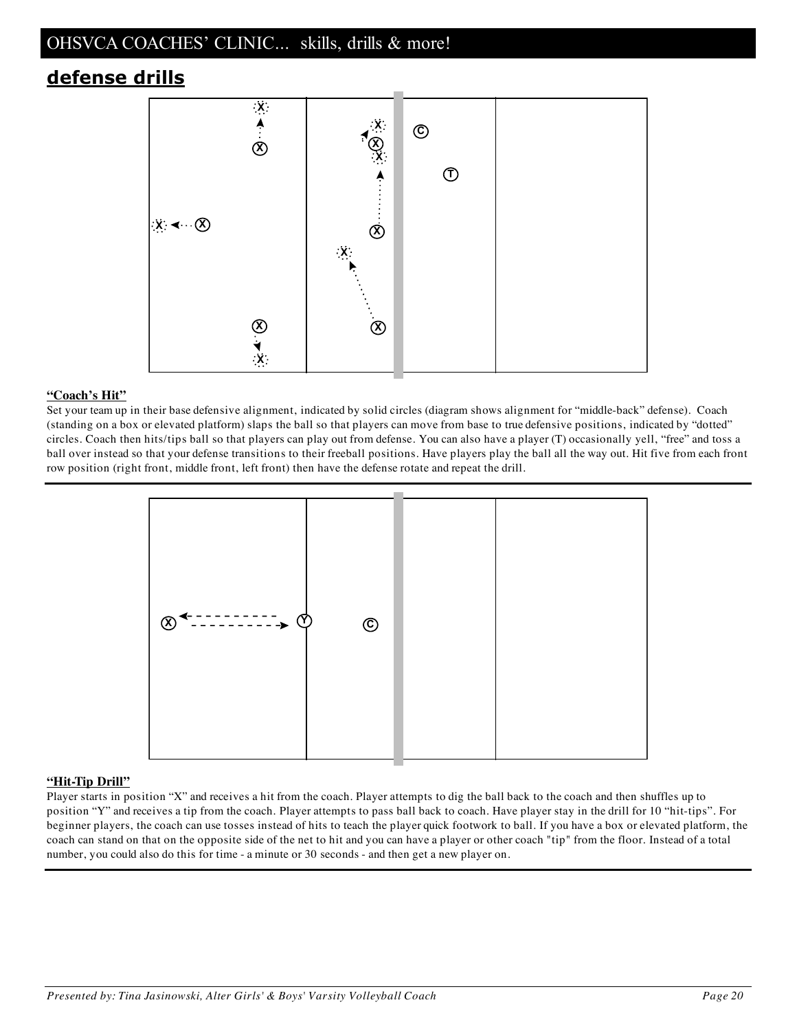## defense drills

**"Coach's Hit"**

Set your team up in their base defensive alignment, indicated by solid circles (diagram shows alignment for "middle-back" defense). Coach (standing on a box or elevated platform) slaps the ball so that players can move from base to true defensive positions, indicated by "dotted" circles. Coach then hits/tips ball so that players can play out from defense. You can also have a player (T) occasionally yell, "free" and toss a ball over instead so that your defense transitions to their freeball positions. Have players play the ball all the way out. Hit five from each front row position (right front, middle front, left front) then have the defense rotate and repeat the drill.

---

**"Hit-Tip Drill"**

Player starts in position "X" and receives a hit from the coach. Player attempts to dig the ball back to the coach and then shuffles up to position "Y" and receives a tip from the coach. Player attempts to pass ball back to coach. Have player stay in the drill for 10 "hit-tips". For beginner players, the coach can use tosses instead of hits to teach the player quick footwork to ball. If you have a box or elevated platform, the coach can stand on that on the opposite side of the net to hit and you can have a player or other coach "tip" from the floor. Instead of a total number, you could also do this for time - a minute or 30 seconds - and then get a new player on.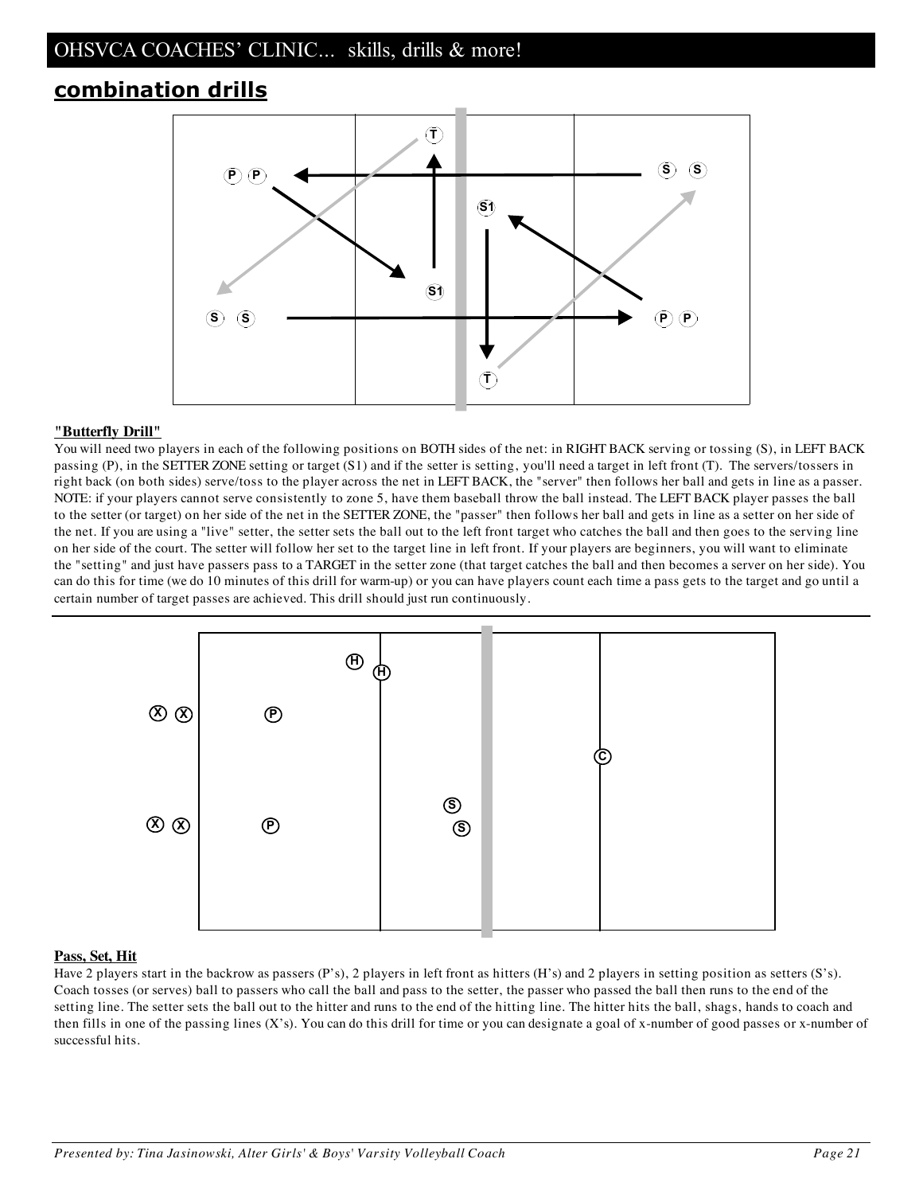## combination drills

**"Butterfly Drill"**

You will need two players in each of the following positions on BOTH sides of the net: in RIGHT BACK serving or tossing (S), in LEFT BACK passing (P), in the SETTER ZONE setting or target (S1) and if the setter is setting, you'll need a target in left front (T). The servers/tossers in right back (on both sides) serve/toss to the player across the net in LEFT BACK, the "server" then follows her ball and gets in line as a passer. NOTE: if your players cannot serve consistently to zone 5, have them baseball throw the ball instead. The LEFT BACK player passes the ball to the setter (or target) on her side of the net in the SETTER ZONE, the "passer" then follows her ball and gets in line as a setter on her side of the net. If you are using a "live" setter, the setter sets the ball out to the left front target who catches the ball and then goes to the serving line on her side of the court. The setter will follow her set to the target line in left front. If your players are beginners, you will want to eliminate the "setting" and just have passers pass to a TARGET in the setter zone (that target catches the ball and then becomes a server on her side). You can do this for time (we do 10 minutes of this drill for warm-up) or you can have players count each time a pass gets to the target and go until a certain number of target passes are achieved. This drill should just run continuously.

---

**Pass, Set, Hit**

Have 2 players start in the backrow as passers (P's), 2 players in left front as hitters (H's) and 2 players in setting position as setters (S's). Coach tosses (or serves) ball to passers who call the ball and pass to the setter, the passer who passed the ball then runs to the end of the setting line. The setter sets the ball out to the hitter and runs to the end of the hitting line. The hitter hits the ball, shags, hands to coach and then fills in one of the passing lines (X's). You can do this drill for time or you can designate a goal of x-number of good passes or x-number of successful hits.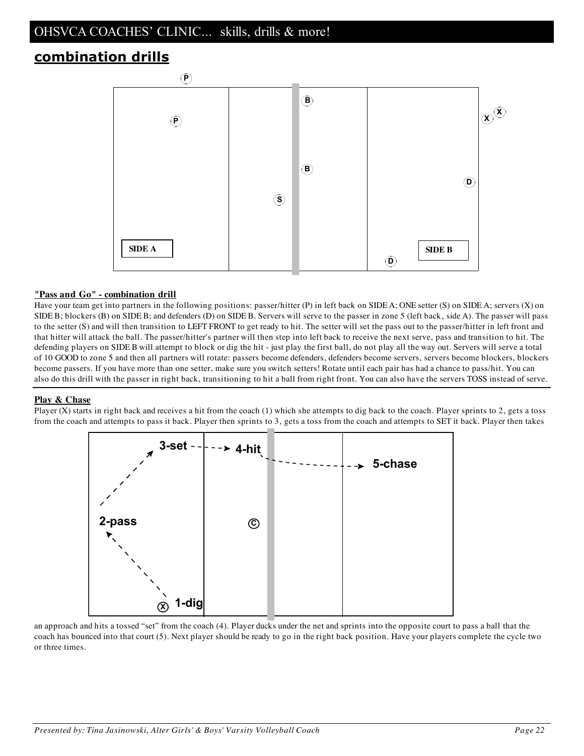## combination drills

**"Pass and Go" - combination drill**

Have your team get into partners in the following positions: passer/hitter (P) in left back on SIDE A; ONE setter (S) on SIDE A; servers (X) on SIDE B; blockers (B) on SIDE B; and defenders (D) on SIDE B. Servers will serve to the passer in zone 5 (left back, side A). The passer will pass to the setter (S) and will then transition to LEFT FRONT to get ready to hit. The setter will set the pass out to the passer/hitter in left front and that hitter will attack the ball. The passer/hitter's partner will then step into left back to receive the next serve, pass and transition to hit. The defending players on SIDE B will attempt to block or dig the hit - just play the first ball, do not play all the way out. Servers will serve a total of 10 GOOD to zone 5 and then all partners will rotate: passers become defenders, defenders become servers, servers become blockers, blockers become passers. If you have more than one setter, make sure you switch setters! Rotate until each pair has had a chance to pass/hit. You can also do this drill with the passer in right back, transitioning to hit a ball from right front. You can also have the servers TOSS instead of serve.

**Play & Chase**

Player (X) starts in right back and receives a hit from the coach (1) which she attempts to dig back to the coach. Player sprints to 2, gets a toss from the coach and attempts to pass it back. Player then sprints to 3, gets a toss from the coach and attempts to SET it back. Player then takes an approach and hits a tossed "set" from the coach (4). Player ducks under the net and sprints into the opposite court to pass a ball that the coach has bounced into that court (5). Next player should be ready to go in the right back position. Have your players complete the cycle two or three times.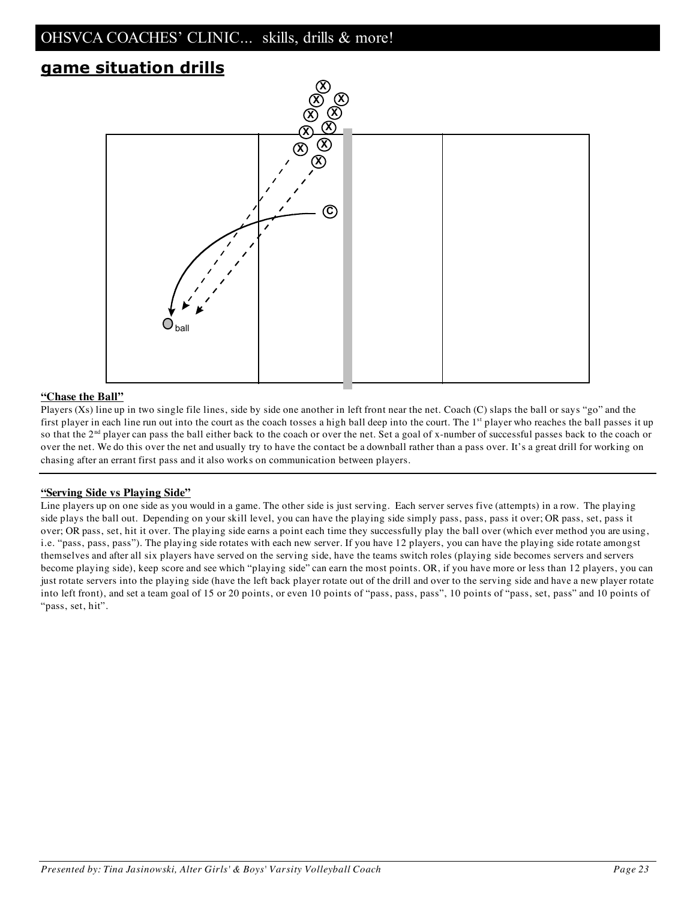## game situation drills

**"Chase the Ball"**

Players (Xs) line up in two single file lines, side by side one another in left front near the net. Coach (C) slaps the ball or says "go" and the first player in each line run out into the court as the coach tosses a high ball deep into the court. The 1st player who reaches the ball passes it up so that the 2nd player can pass the ball either back to the coach or over the net. Set a goal of x-number of successful passes back to the coach or over the net. We do this over the net and usually try to have the contact be a downball rather than a pass over. It's a great drill for working on chasing after an errant first pass and it also works on communication between players.

---

**"Serving Side vs Playing Side"**

Line players up on one side as you would in a game. The other side is just serving. Each server serves five (attempts) in a row. The playing side plays the ball out. Depending on your skill level, you can have the playing side simply pass, pass, pass it over; OR pass, set, pass it over; OR pass, set, hit it over. The playing side earns a point each time they successfully play the ball over (which ever method you are using, i.e. "pass, pass, pass"). The playing side rotates with each new server. If you have 12 players, you can have the playing side rotate amongst themselves and after all six players have served on the serving side, have the teams switch roles (playing side becomes servers and servers become playing side), keep score and see which "playing side" can earn the most points. OR, if you have more or less than 12 players, you can just rotate servers into the playing side (have the left back player rotate out of the drill and over to the serving side and have a new player rotate into left front), and set a team goal of 15 or 20 points, or even 10 points of "pass, pass, pass", 10 points of "pass, set, pass" and 10 points of "pass, set, hit".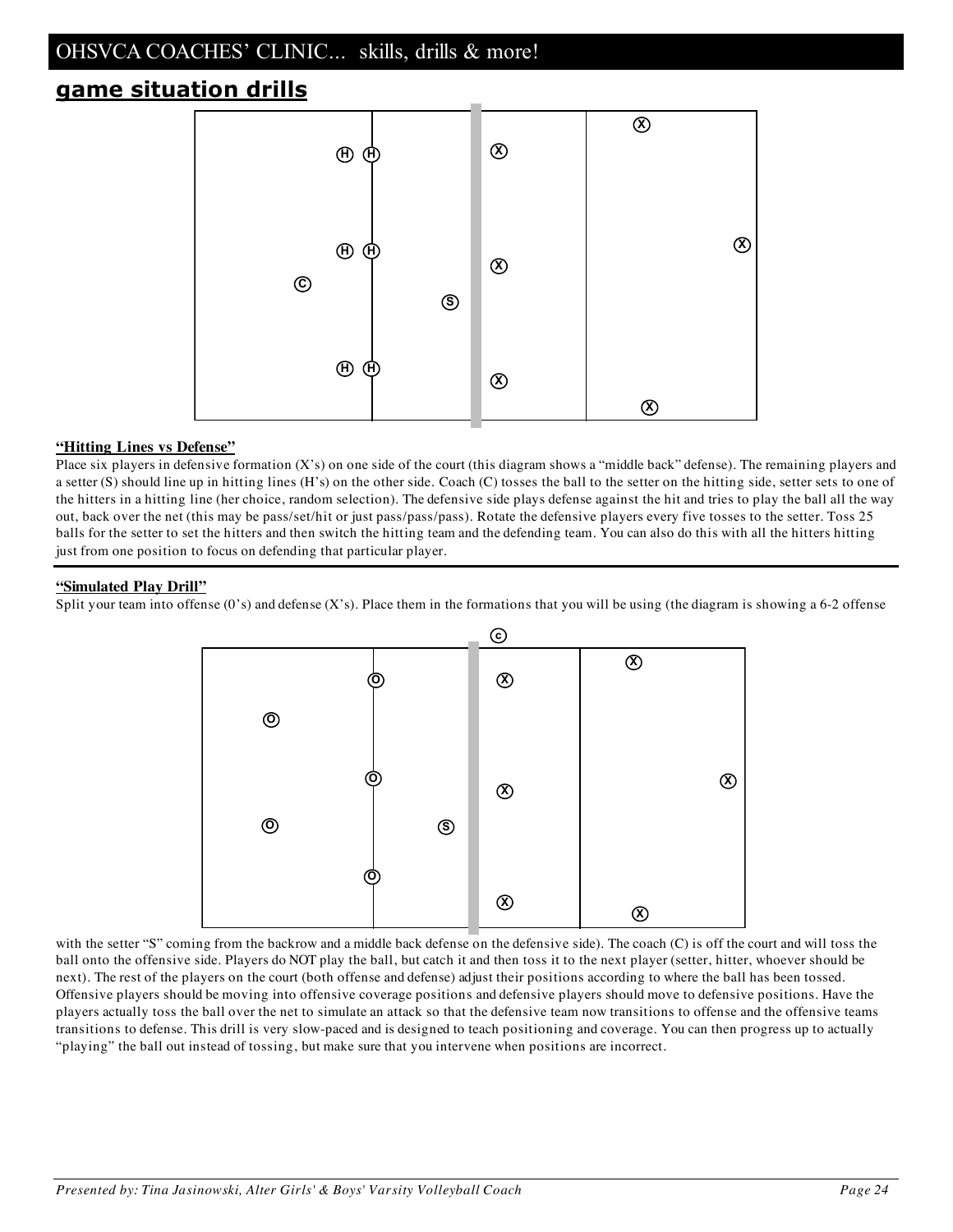## game situation drills

**"Hitting Lines vs Defense"**

Place six players in defensive formation (X's) on one side of the court (this diagram shows a "middle back" defense). The remaining players and a setter (S) should line up in hitting lines (H's) on the other side. Coach (C) tosses the ball to the setter on the hitting side, setter sets to one of the hitters in a hitting line (her choice, random selection). The defensive side plays defense against the hit and tries to play the ball all the way out, back over the net (this may be pass/set/hit or just pass/pass/pass). Rotate the defensive players every five tosses to the setter. Toss 25 balls for the setter to set the hitters and then switch the hitting team and the defending team. You can also do this with all the hitters hitting just from one position to focus on defending that particular player.

---

**"Simulated Play Drill"**

Split your team into offense (0's) and defense (X's). Place them in the formations that you will be using (the diagram is showing a 6-2 offense with the setter "S" coming from the backrow and a middle back defense on the defensive side). The coach (C) is off the court and will toss the ball onto the offensive side. Players do NOT play the ball, but catch it and then toss it to the next player (setter, hitter, whoever should be next). The rest of the players on the court (both offense and defense) adjust their positions according to where the ball has been tossed. Offensive players should be moving into offensive coverage positions and defensive players should move to defensive positions. Have the players actually toss the ball over the net to simulate an attack so that the defensive team now transitions to offense and the offensive teams transitions to defense. This drill is very slow-paced and is designed to teach positioning and coverage. You can then progress up to actually "playing" the ball out instead of tossing, but make sure that you intervene when positions are incorrect.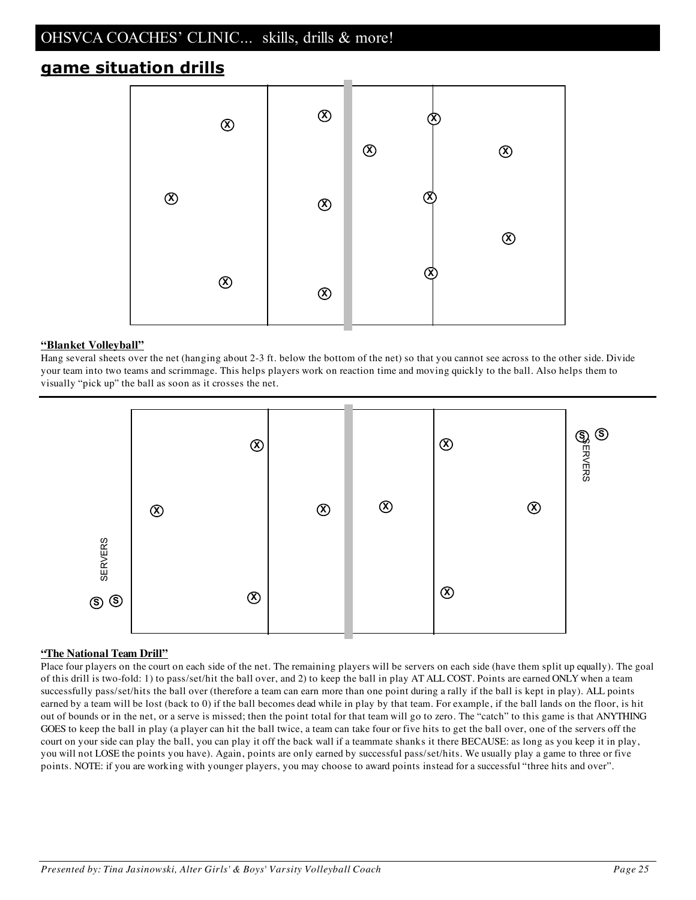## game situation drills

**"Blanket Volleyball"**

Hang several sheets over the net (hanging about 2-3 ft. below the bottom of the net) so that you cannot see across to the other side. Divide your team into two teams and scrimmage. This helps players work on reaction time and moving quickly to the ball. Also helps them to visually "pick up" the ball as soon as it crosses the net.

SERVERS

SERVERS

**"The National Team Drill"**

Place four players on the court on each side of the net. The remaining players will be servers on each side (have them split up equally). The goal of this drill is two-fold: 1) to pass/set/hit the ball over, and 2) to keep the ball in play AT ALL COST. Points are earned ONLY when a team successfully pass/set/hits the ball over (therefore a team can earn more than one point during a rally if the ball is kept in play). ALL points earned by a team will be lost (back to 0) if the ball becomes dead while in play by that team. For example, if the ball lands on the floor, is hit out of bounds or in the net, or a serve is missed; then the point total for that team will go to zero. The "catch" to this game is that ANYTHING GOES to keep the ball in play (a player can hit the ball twice, a team can take four or five hits to get the ball over, one of the servers off the court on your side can play the ball, you can play it off the back wall if a teammate shanks it there BECAUSE: as long as you keep it in play, you will not LOSE the points you have). Again, points are only earned by successful pass/set/hits. We usually play a game to three or five points. NOTE: if you are working with younger players, you may choose to award points instead for a successful "three hits and over".